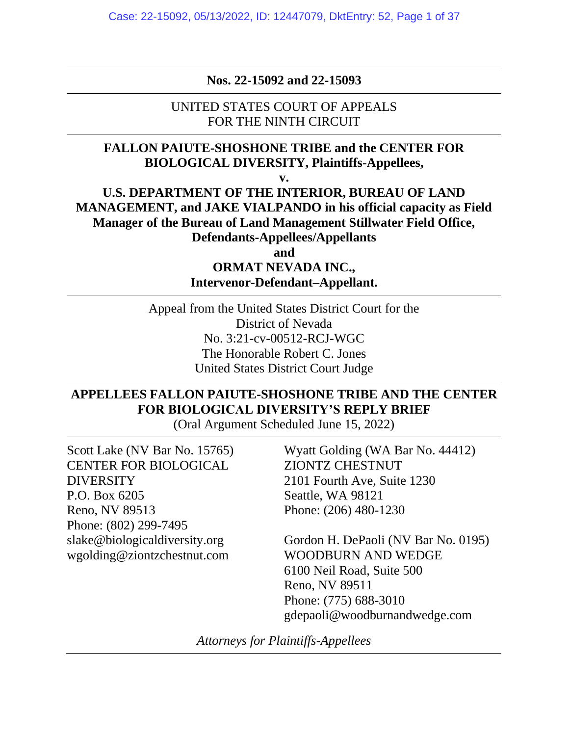**Nos. 22-15092 and 22-15093**

UNITED STATES COURT OF APPEALS
FOR THE NINTH CIRCUIT

**FALLON PAIUTE-SHOSHONE TRIBE and the CENTER FOR BIOLOGICAL DIVERSITY, Plaintiffs-Appellees,**

**v.**

**U.S. DEPARTMENT OF THE INTERIOR, BUREAU OF LAND MANAGEMENT, and JAKE VIALPANDO in his official capacity as Field Manager of the Bureau of Land Management Stillwater Field Office, Defendants-Appellees/Appellants**

**and**

**ORMAT NEVADA INC.,**
**Intervenor-Defendant–Appellant.**

Appeal from the United States District Court for the
District of Nevada
No. 3:21-cv-00512-RCJ-WGC
The Honorable Robert C. Jones
United States District Court Judge

**APPELLEES FALLON PAIUTE-SHOSHONE TRIBE AND THE CENTER FOR BIOLOGICAL DIVERSITY'S REPLY BRIEF**
(Oral Argument Scheduled June 15, 2022)

Scott Lake (NV Bar No. 15765)
CENTER FOR BIOLOGICAL DIVERSITY
P.O. Box 6205
Reno, NV 89513
Phone: (802) 299-7495
slake@biologicaldiversity.org
wgolding@ziontzchestnut.com

Wyatt Golding (WA Bar No. 44412)
ZIONTZ CHESTNUT
2101 Fourth Ave, Suite 1230
Seattle, WA 98121
Phone: (206) 480-1230

Gordon H. DePaoli (NV Bar No. 0195)
WOODBURN AND WEDGE
6100 Neil Road, Suite 500
Reno, NV 89511
Phone: (775) 688-3010
gdepaoli@woodburnandwedge.com

*Attorneys for Plaintiffs-Appellees*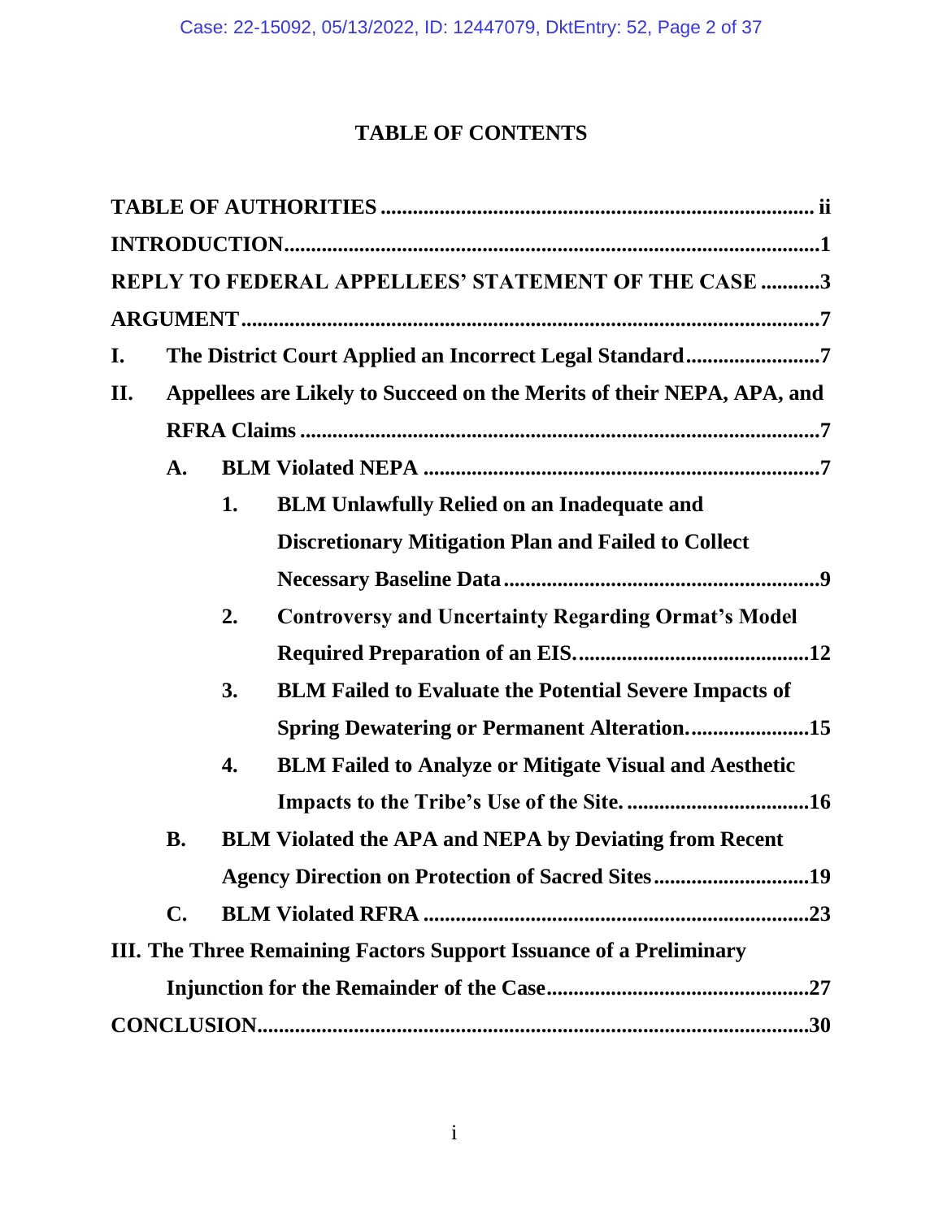# TABLE OF CONTENTS

**TABLE OF AUTHORITIES** ..... ii

**INTRODUCTION** ..... 1

**REPLY TO FEDERAL APPELLEES' STATEMENT OF THE CASE** ..... 3

**ARGUMENT** ..... 7

**I. The District Court Applied an Incorrect Legal Standard** ..... 7

**II. Appellees are Likely to Succeed on the Merits of their NEPA, APA, and RFRA Claims** ..... 7

- **A. BLM Violated NEPA** ..... 7
  - **1. BLM Unlawfully Relied on an Inadequate and Discretionary Mitigation Plan and Failed to Collect Necessary Baseline Data** ..... 9
  - **2. Controversy and Uncertainty Regarding Ormat's Model Required Preparation of an EIS.** ..... 12
  - **3. BLM Failed to Evaluate the Potential Severe Impacts of Spring Dewatering or Permanent Alteration.** ..... 15
  - **4. BLM Failed to Analyze or Mitigate Visual and Aesthetic Impacts to the Tribe's Use of the Site.** ..... 16
- **B. BLM Violated the APA and NEPA by Deviating from Recent Agency Direction on Protection of Sacred Sites** ..... 19
- **C. BLM Violated RFRA** ..... 23

**III. The Three Remaining Factors Support Issuance of a Preliminary Injunction for the Remainder of the Case** ..... 27

**CONCLUSION** ..... 30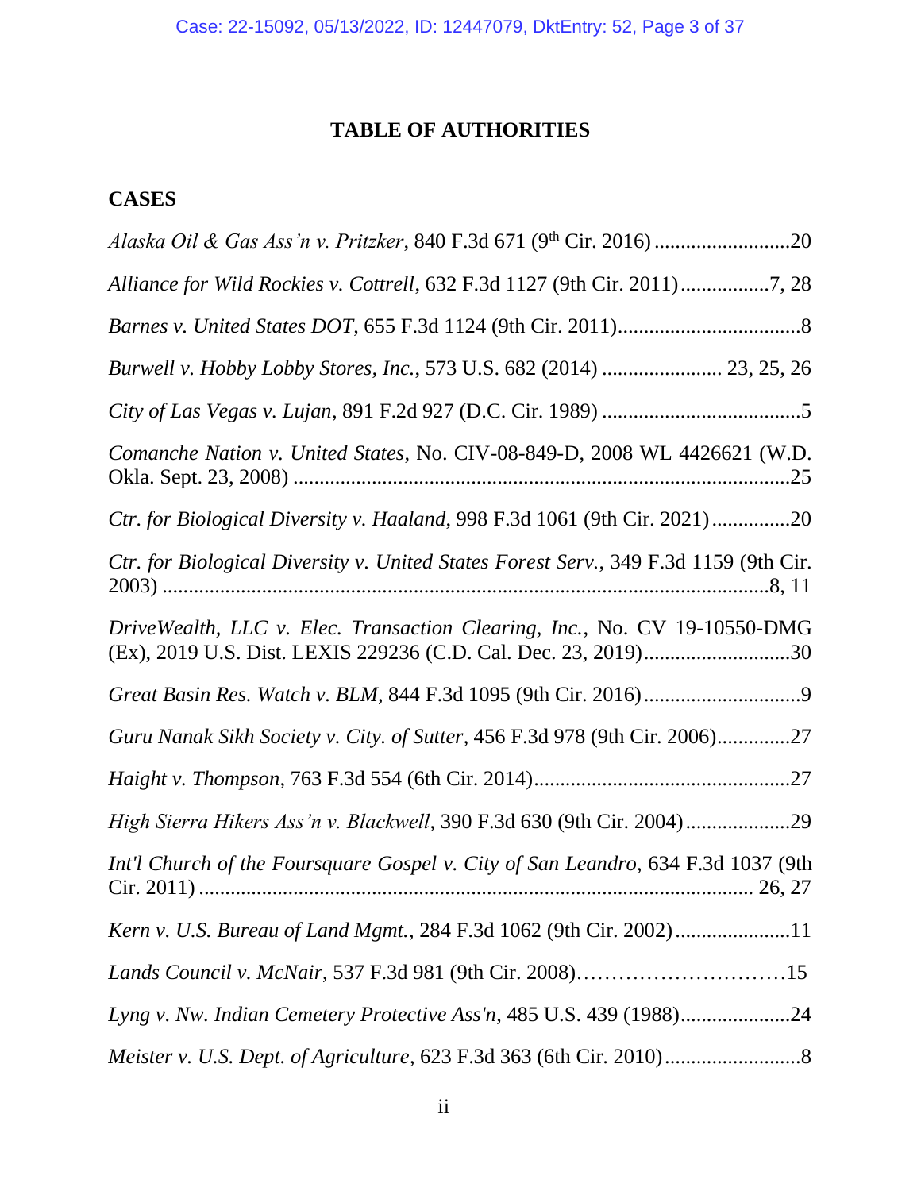## TABLE OF AUTHORITIES

### CASES

*Alaska Oil & Gas Ass'n v. Pritzker*, 840 F.3d 671 (9th Cir. 2016) ..........................20

*Alliance for Wild Rockies v. Cottrell*, 632 F.3d 1127 (9th Cir. 2011).................7, 28

*Barnes v. United States DOT*, 655 F.3d 1124 (9th Cir. 2011)...................................8

*Burwell v. Hobby Lobby Stores, Inc.*, 573 U.S. 682 (2014) ....................... 23, 25, 26

*City of Las Vegas v. Lujan*, 891 F.2d 927 (D.C. Cir. 1989) ......................................5

*Comanche Nation v. United States*, No. CIV-08-849-D, 2008 WL 4426621 (W.D. Okla. Sept. 23, 2008) .............................................................................................25

*Ctr. for Biological Diversity v. Haaland*, 998 F.3d 1061 (9th Cir. 2021)...............20

*Ctr. for Biological Diversity v. United States Forest Serv.*, 349 F.3d 1159 (9th Cir. 2003) ....................................................................................................................8, 11

*DriveWealth, LLC v. Elec. Transaction Clearing, Inc.*, No. CV 19-10550-DMG (Ex), 2019 U.S. Dist. LEXIS 229236 (C.D. Cal. Dec. 23, 2019)............................30

*Great Basin Res. Watch v. BLM*, 844 F.3d 1095 (9th Cir. 2016)..............................9

*Guru Nanak Sikh Society v. City. of Sutter*, 456 F.3d 978 (9th Cir. 2006).............27

*Haight v. Thompson*, 763 F.3d 554 (6th Cir. 2014).................................................27

*High Sierra Hikers Ass'n v. Blackwell*, 390 F.3d 630 (9th Cir. 2004)....................29

*Int'l Church of the Foursquare Gospel v. City of San Leandro*, 634 F.3d 1037 (9th Cir. 2011) ......................................................................................................... 26, 27

*Kern v. U.S. Bureau of Land Mgmt.*, 284 F.3d 1062 (9th Cir. 2002)......................11

*Lands Council v. McNair*, 537 F.3d 981 (9th Cir. 2008)…………………………15

*Lyng v. Nw. Indian Cemetery Protective Ass'n*, 485 U.S. 439 (1988).....................24

*Meister v. U.S. Dept. of Agriculture*, 623 F.3d 363 (6th Cir. 2010)..........................8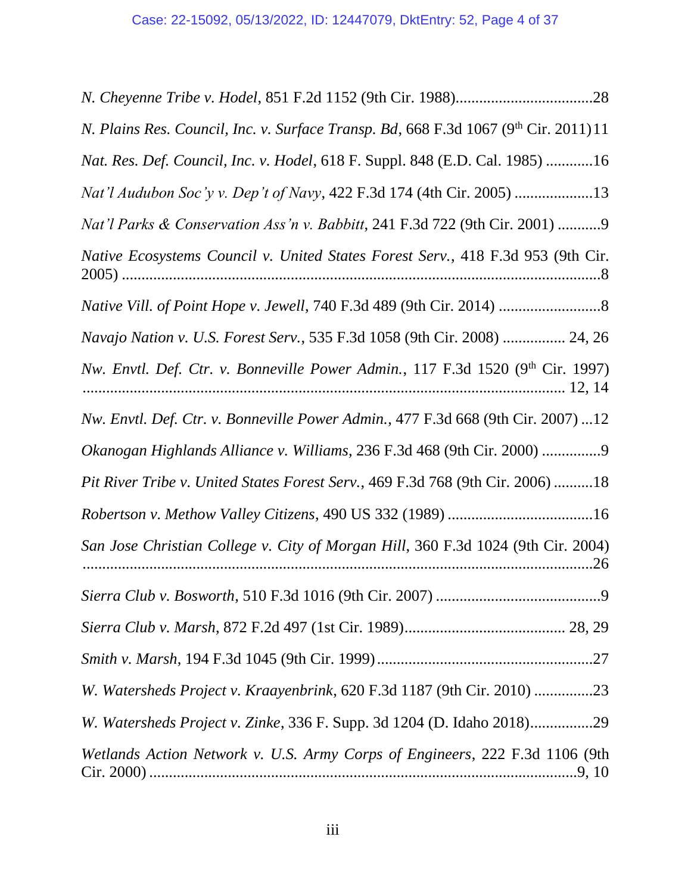*N. Cheyenne Tribe v. Hodel*, 851 F.2d 1152 (9th Cir. 1988)..................................28

*N. Plains Res. Council, Inc. v. Surface Transp. Bd*, 668 F.3d 1067 (9th Cir. 2011) 11

*Nat. Res. Def. Council, Inc. v. Hodel*, 618 F. Suppl. 848 (E.D. Cal. 1985) ............16

*Nat'l Audubon Soc'y v. Dep't of Navy*, 422 F.3d 174 (4th Cir. 2005) ....................13

*Nat'l Parks & Conservation Ass'n v. Babbitt*, 241 F.3d 722 (9th Cir. 2001) ...........9

*Native Ecosystems Council v. United States Forest Serv.*, 418 F.3d 953 (9th Cir. 2005) ..............................................................................................................8

*Native Vill. of Point Hope v. Jewell*, 740 F.3d 489 (9th Cir. 2014) ..........................8

*Navajo Nation v. U.S. Forest Serv.*, 535 F.3d 1058 (9th Cir. 2008) ................ 24, 26

*Nw. Envtl. Def. Ctr. v. Bonneville Power Admin.*, 117 F.3d 1520 (9th Cir. 1997) ............................................................................................................ 12, 14

*Nw. Envtl. Def. Ctr. v. Bonneville Power Admin.*, 477 F.3d 668 (9th Cir. 2007) ...12

*Okanogan Highlands Alliance v. Williams*, 236 F.3d 468 (9th Cir. 2000) ...............9

*Pit River Tribe v. United States Forest Serv.*, 469 F.3d 768 (9th Cir. 2006) ..........18

*Robertson v. Methow Valley Citizens*, 490 US 332 (1989) .....................................16

*San Jose Christian College v. City of Morgan Hill*, 360 F.3d 1024 (9th Cir. 2004) ..........................................................................................................................26

*Sierra Club v. Bosworth*, 510 F.3d 1016 (9th Cir. 2007) ..........................................9

*Sierra Club v. Marsh*, 872 F.2d 497 (1st Cir. 1989)........................................ 28, 29

*Smith v. Marsh*, 194 F.3d 1045 (9th Cir. 1999) .......................................................27

*W. Watersheds Project v. Kraayenbrink*, 620 F.3d 1187 (9th Cir. 2010) ...............23

*W. Watersheds Project v. Zinke*, 336 F. Supp. 3d 1204 (D. Idaho 2018)................29

*Wetlands Action Network v. U.S. Army Corps of Engineers*, 222 F.3d 1106 (9th Cir. 2000) ..............................................................................................................9, 10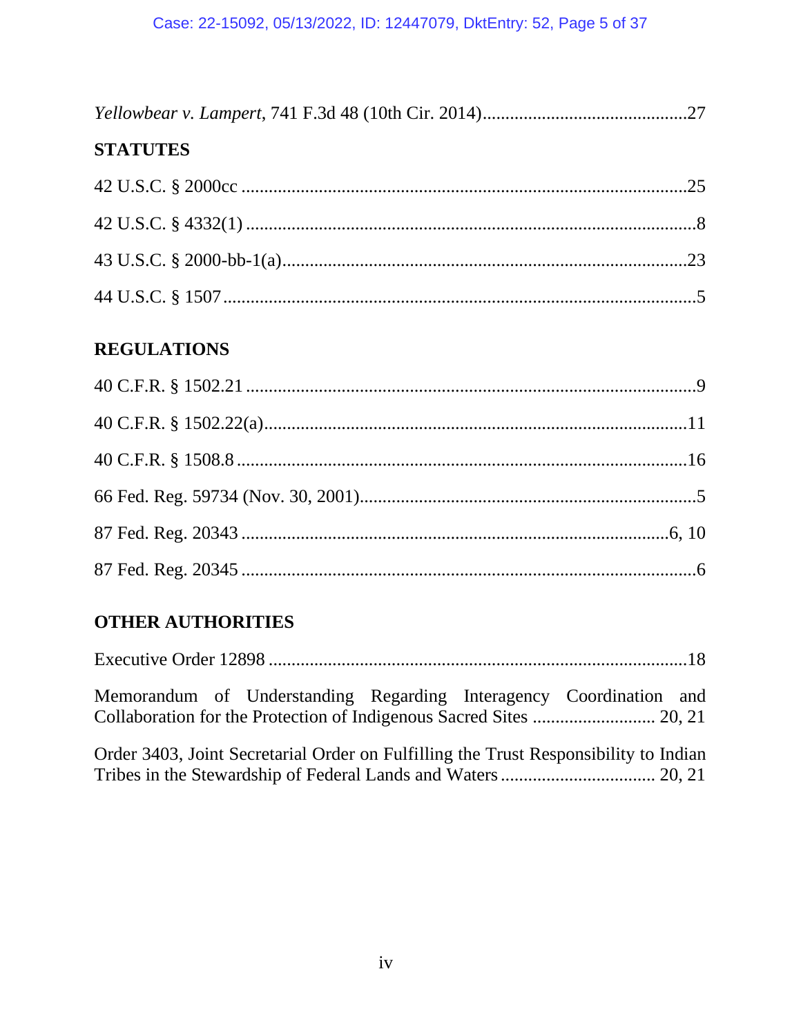*Yellowbear v. Lampert*, 741 F.3d 48 (10th Cir. 2014)............................................27

## STATUTES

42 U.S.C. § 2000cc ..................................................................................................25

42 U.S.C. § 4332(1) ...................................................................................................8

43 U.S.C. § 2000-bb-1(a)..........................................................................................23

44 U.S.C. § 1507 ........................................................................................................5

## REGULATIONS

40 C.F.R. § 1502.21 ....................................................................................................9

40 C.F.R. § 1502.22(a)..............................................................................................11

40 C.F.R. § 1508.8 ....................................................................................................16

66 Fed. Reg. 59734 (Nov. 30, 2001)...........................................................................5

87 Fed. Reg. 20343 ...............................................................................................6, 10

87 Fed. Reg. 20345 .....................................................................................................6

## OTHER AUTHORITIES

Executive Order 12898 ..............................................................................................18

Memorandum of Understanding Regarding Interagency Coordination and Collaboration for the Protection of Indigenous Sacred Sites .......................... 20, 21

Order 3403, Joint Secretarial Order on Fulfilling the Trust Responsibility to Indian Tribes in the Stewardship of Federal Lands and Waters ................................. 20, 21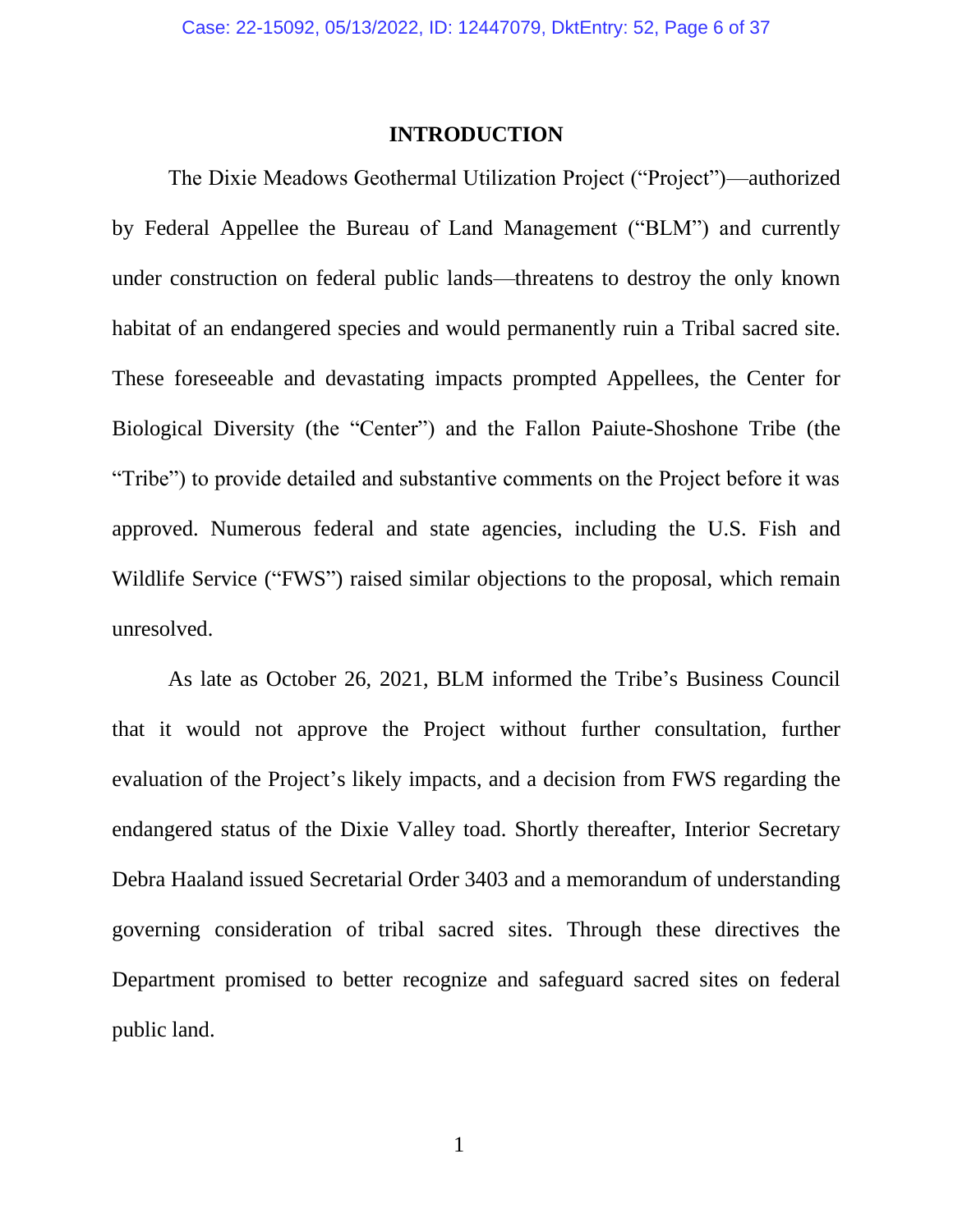## INTRODUCTION

The Dixie Meadows Geothermal Utilization Project ("Project")—authorized by Federal Appellee the Bureau of Land Management ("BLM") and currently under construction on federal public lands—threatens to destroy the only known habitat of an endangered species and would permanently ruin a Tribal sacred site. These foreseeable and devastating impacts prompted Appellees, the Center for Biological Diversity (the "Center") and the Fallon Paiute-Shoshone Tribe (the "Tribe") to provide detailed and substantive comments on the Project before it was approved. Numerous federal and state agencies, including the U.S. Fish and Wildlife Service ("FWS") raised similar objections to the proposal, which remain unresolved.

As late as October 26, 2021, BLM informed the Tribe's Business Council that it would not approve the Project without further consultation, further evaluation of the Project's likely impacts, and a decision from FWS regarding the endangered status of the Dixie Valley toad. Shortly thereafter, Interior Secretary Debra Haaland issued Secretarial Order 3403 and a memorandum of understanding governing consideration of tribal sacred sites. Through these directives the Department promised to better recognize and safeguard sacred sites on federal public land.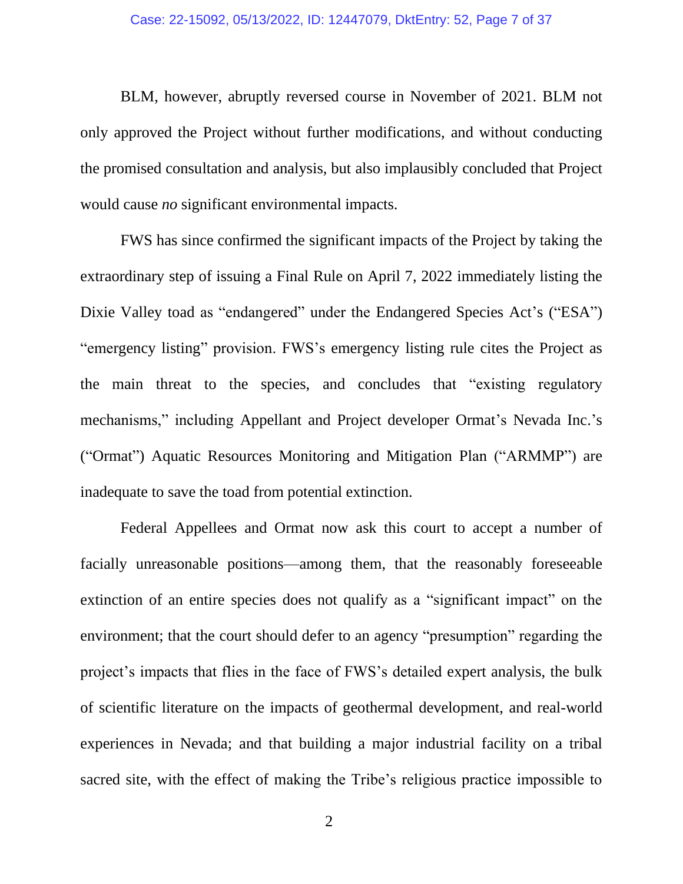BLM, however, abruptly reversed course in November of 2021. BLM not only approved the Project without further modifications, and without conducting the promised consultation and analysis, but also implausibly concluded that Project would cause *no* significant environmental impacts.

FWS has since confirmed the significant impacts of the Project by taking the extraordinary step of issuing a Final Rule on April 7, 2022 immediately listing the Dixie Valley toad as "endangered" under the Endangered Species Act's ("ESA") "emergency listing" provision. FWS's emergency listing rule cites the Project as the main threat to the species, and concludes that "existing regulatory mechanisms," including Appellant and Project developer Ormat's Nevada Inc.'s ("Ormat") Aquatic Resources Monitoring and Mitigation Plan ("ARMMP") are inadequate to save the toad from potential extinction.

Federal Appellees and Ormat now ask this court to accept a number of facially unreasonable positions—among them, that the reasonably foreseeable extinction of an entire species does not qualify as a "significant impact" on the environment; that the court should defer to an agency "presumption" regarding the project's impacts that flies in the face of FWS's detailed expert analysis, the bulk of scientific literature on the impacts of geothermal development, and real-world experiences in Nevada; and that building a major industrial facility on a tribal sacred site, with the effect of making the Tribe's religious practice impossible to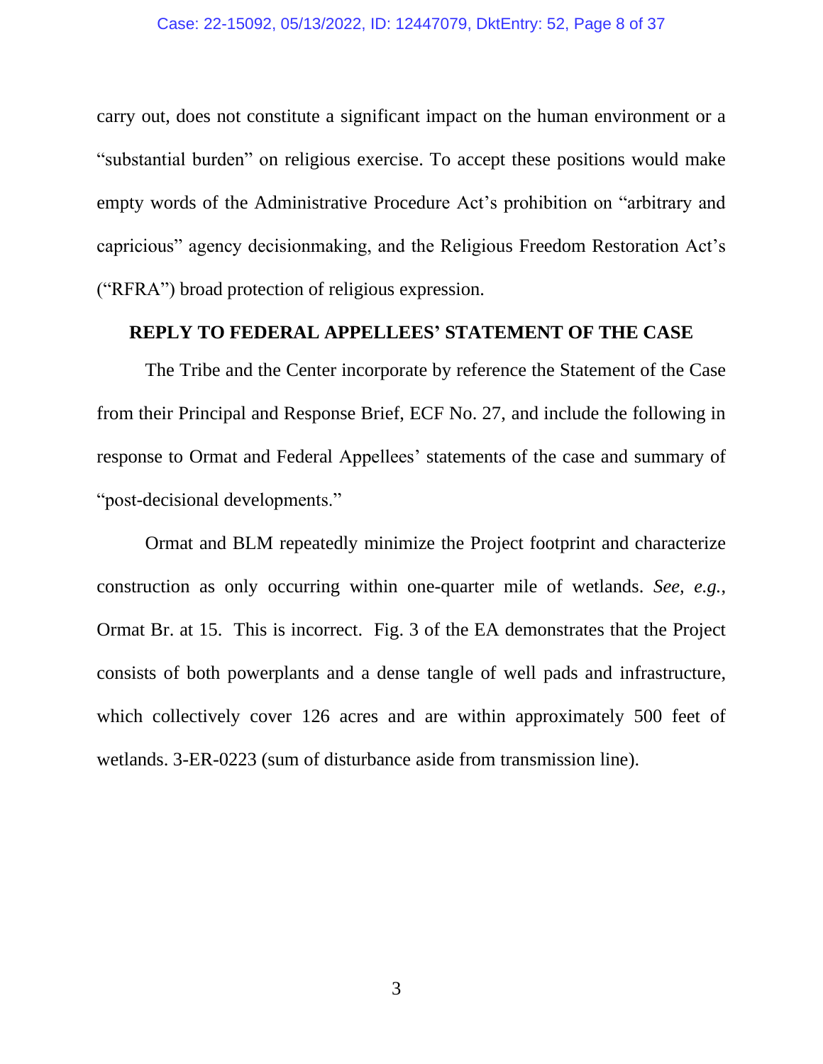carry out, does not constitute a significant impact on the human environment or a "substantial burden" on religious exercise. To accept these positions would make empty words of the Administrative Procedure Act's prohibition on "arbitrary and capricious" agency decisionmaking, and the Religious Freedom Restoration Act's ("RFRA") broad protection of religious expression.

## REPLY TO FEDERAL APPELLEES' STATEMENT OF THE CASE

The Tribe and the Center incorporate by reference the Statement of the Case from their Principal and Response Brief, ECF No. 27, and include the following in response to Ormat and Federal Appellees' statements of the case and summary of "post-decisional developments."

Ormat and BLM repeatedly minimize the Project footprint and characterize construction as only occurring within one-quarter mile of wetlands. *See, e.g.*, Ormat Br. at 15. This is incorrect. Fig. 3 of the EA demonstrates that the Project consists of both powerplants and a dense tangle of well pads and infrastructure, which collectively cover 126 acres and are within approximately 500 feet of wetlands. 3-ER-0223 (sum of disturbance aside from transmission line).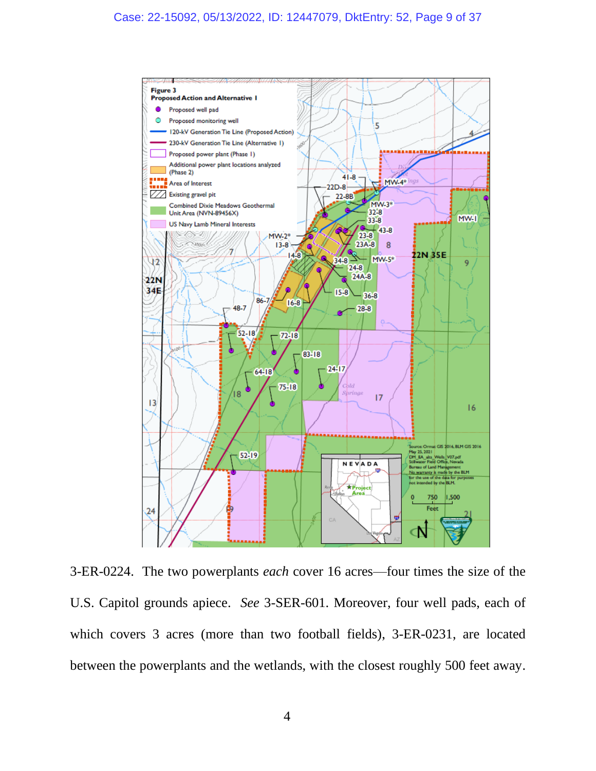3-ER-0224. The two powerplants *each* cover 16 acres—four times the size of the U.S. Capitol grounds apiece. *See* 3-SER-601. Moreover, four well pads, each of which covers 3 acres (more than two football fields), 3-ER-0231, are located between the powerplants and the wetlands, with the closest roughly 500 feet away.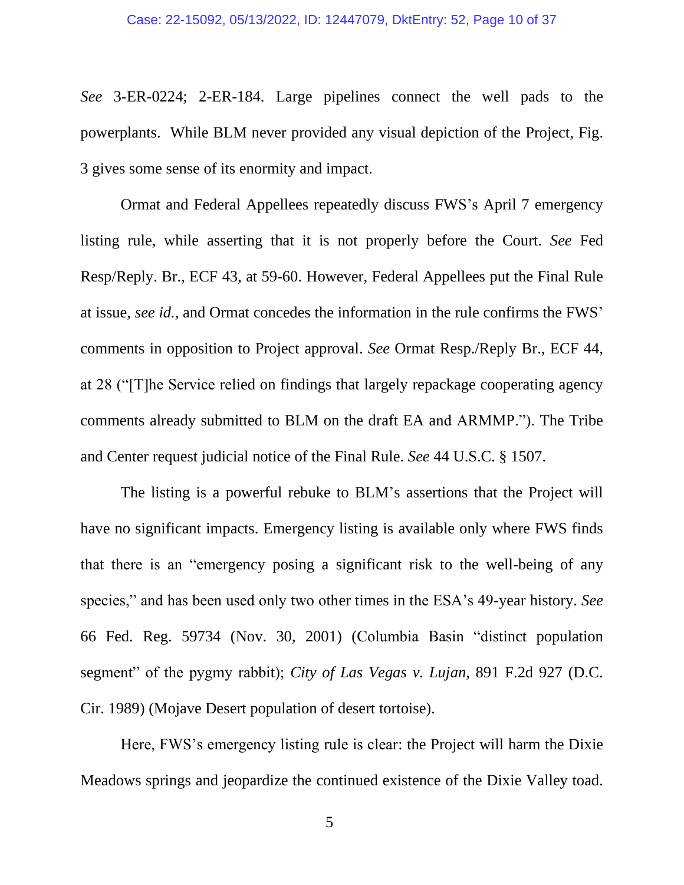*See* 3-ER-0224; 2-ER-184. Large pipelines connect the well pads to the powerplants. While BLM never provided any visual depiction of the Project, Fig. 3 gives some sense of its enormity and impact.

Ormat and Federal Appellees repeatedly discuss FWS's April 7 emergency listing rule, while asserting that it is not properly before the Court. *See* Fed Resp/Reply. Br., ECF 43, at 59-60. However, Federal Appellees put the Final Rule at issue, *see id.*, and Ormat concedes the information in the rule confirms the FWS' comments in opposition to Project approval. *See* Ormat Resp./Reply Br., ECF 44, at 28 ("[T]he Service relied on findings that largely repackage cooperating agency comments already submitted to BLM on the draft EA and ARMMP."). The Tribe and Center request judicial notice of the Final Rule. *See* 44 U.S.C. § 1507.

The listing is a powerful rebuke to BLM's assertions that the Project will have no significant impacts. Emergency listing is available only where FWS finds that there is an "emergency posing a significant risk to the well-being of any species," and has been used only two other times in the ESA's 49-year history. *See* 66 Fed. Reg. 59734 (Nov. 30, 2001) (Columbia Basin "distinct population segment" of the pygmy rabbit); *City of Las Vegas v. Lujan*, 891 F.2d 927 (D.C. Cir. 1989) (Mojave Desert population of desert tortoise).

Here, FWS's emergency listing rule is clear: the Project will harm the Dixie Meadows springs and jeopardize the continued existence of the Dixie Valley toad.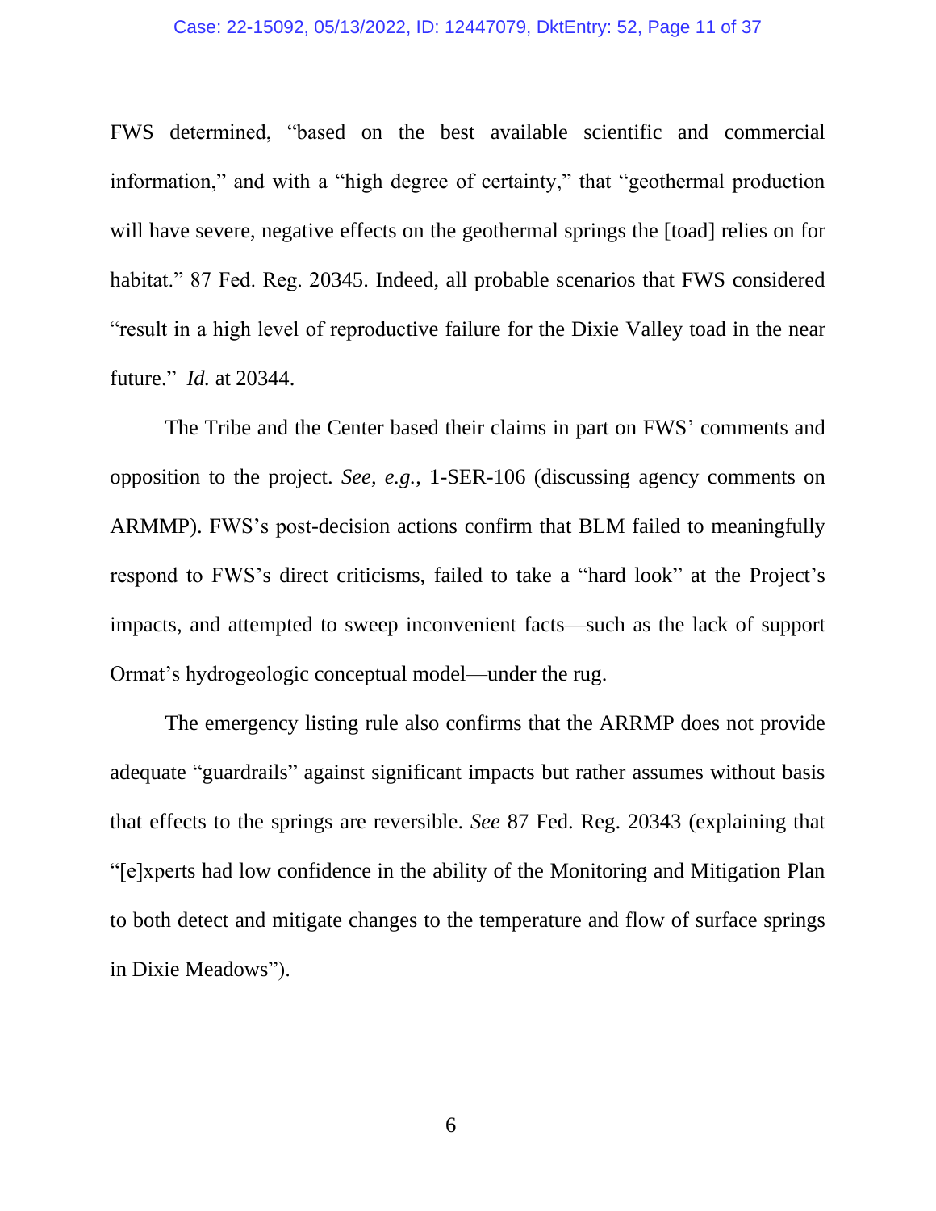FWS determined, "based on the best available scientific and commercial information," and with a "high degree of certainty," that "geothermal production will have severe, negative effects on the geothermal springs the [toad] relies on for habitat." 87 Fed. Reg. 20345. Indeed, all probable scenarios that FWS considered "result in a high level of reproductive failure for the Dixie Valley toad in the near future." *Id.* at 20344.

The Tribe and the Center based their claims in part on FWS' comments and opposition to the project. *See, e.g.*, 1-SER-106 (discussing agency comments on ARMMP). FWS's post-decision actions confirm that BLM failed to meaningfully respond to FWS's direct criticisms, failed to take a "hard look" at the Project's impacts, and attempted to sweep inconvenient facts—such as the lack of support Ormat's hydrogeologic conceptual model—under the rug.

The emergency listing rule also confirms that the ARRMP does not provide adequate "guardrails" against significant impacts but rather assumes without basis that effects to the springs are reversible. *See* 87 Fed. Reg. 20343 (explaining that "[e]xperts had low confidence in the ability of the Monitoring and Mitigation Plan to both detect and mitigate changes to the temperature and flow of surface springs in Dixie Meadows").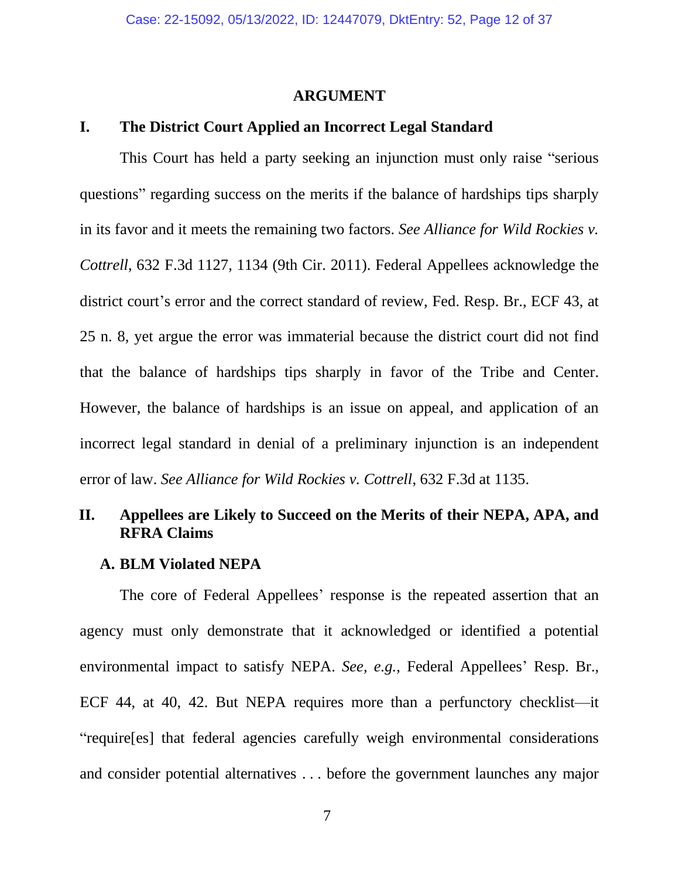## ARGUMENT

### I. The District Court Applied an Incorrect Legal Standard

This Court has held a party seeking an injunction must only raise "serious questions" regarding success on the merits if the balance of hardships tips sharply in its favor and it meets the remaining two factors. *See Alliance for Wild Rockies v. Cottrell*, 632 F.3d 1127, 1134 (9th Cir. 2011). Federal Appellees acknowledge the district court's error and the correct standard of review, Fed. Resp. Br., ECF 43, at 25 n. 8, yet argue the error was immaterial because the district court did not find that the balance of hardships tips sharply in favor of the Tribe and Center. However, the balance of hardships is an issue on appeal, and application of an incorrect legal standard in denial of a preliminary injunction is an independent error of law. *See Alliance for Wild Rockies v. Cottrell*, 632 F.3d at 1135.

### II. Appellees are Likely to Succeed on the Merits of their NEPA, APA, and RFRA Claims

#### A. BLM Violated NEPA

The core of Federal Appellees' response is the repeated assertion that an agency must only demonstrate that it acknowledged or identified a potential environmental impact to satisfy NEPA. *See, e.g.*, Federal Appellees' Resp. Br., ECF 44, at 40, 42. But NEPA requires more than a perfunctory checklist—it "require[es] that federal agencies carefully weigh environmental considerations and consider potential alternatives . . . before the government launches any major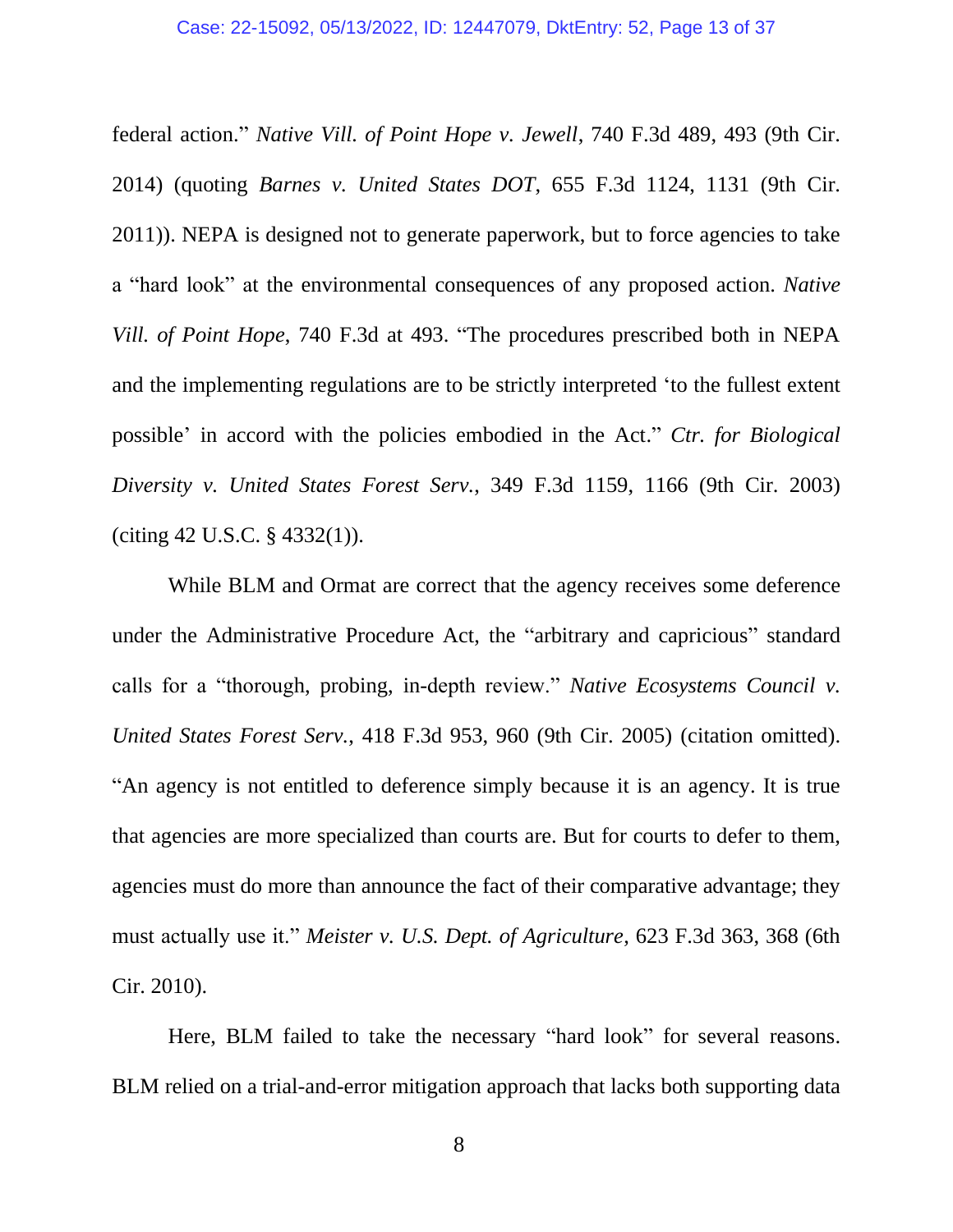federal action." *Native Vill. of Point Hope v. Jewell*, 740 F.3d 489, 493 (9th Cir. 2014) (quoting *Barnes v. United States DOT*, 655 F.3d 1124, 1131 (9th Cir. 2011)). NEPA is designed not to generate paperwork, but to force agencies to take a "hard look" at the environmental consequences of any proposed action. *Native Vill. of Point Hope*, 740 F.3d at 493. "The procedures prescribed both in NEPA and the implementing regulations are to be strictly interpreted 'to the fullest extent possible' in accord with the policies embodied in the Act." *Ctr. for Biological Diversity v. United States Forest Serv.*, 349 F.3d 1159, 1166 (9th Cir. 2003) (citing 42 U.S.C. § 4332(1)).

While BLM and Ormat are correct that the agency receives some deference under the Administrative Procedure Act, the "arbitrary and capricious" standard calls for a "thorough, probing, in-depth review." *Native Ecosystems Council v. United States Forest Serv.*, 418 F.3d 953, 960 (9th Cir. 2005) (citation omitted). "An agency is not entitled to deference simply because it is an agency. It is true that agencies are more specialized than courts are. But for courts to defer to them, agencies must do more than announce the fact of their comparative advantage; they must actually use it." *Meister v. U.S. Dept. of Agriculture*, 623 F.3d 363, 368 (6th Cir. 2010).

Here, BLM failed to take the necessary "hard look" for several reasons. BLM relied on a trial-and-error mitigation approach that lacks both supporting data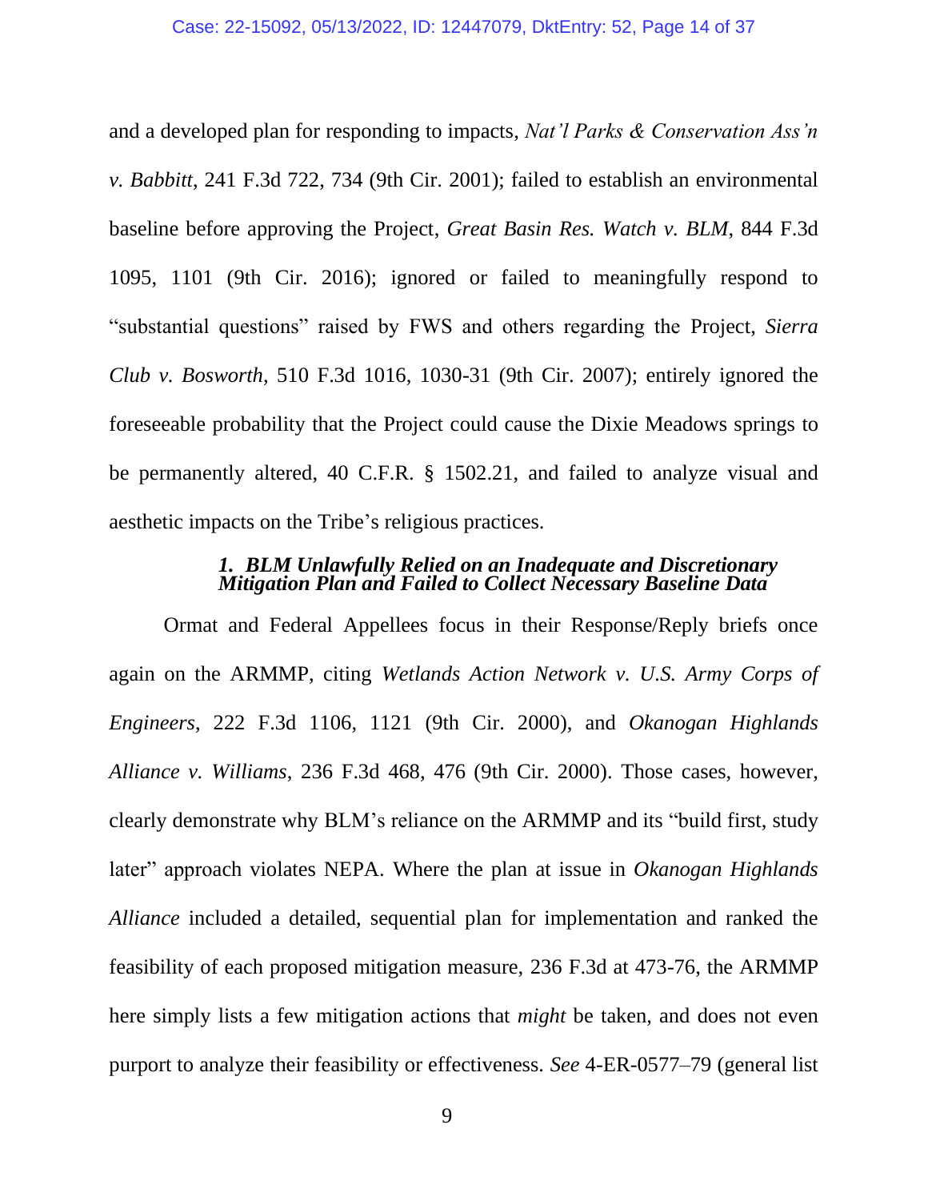and a developed plan for responding to impacts, *Nat'l Parks & Conservation Ass'n v. Babbitt*, 241 F.3d 722, 734 (9th Cir. 2001); failed to establish an environmental baseline before approving the Project, *Great Basin Res. Watch v. BLM*, 844 F.3d 1095, 1101 (9th Cir. 2016); ignored or failed to meaningfully respond to "substantial questions" raised by FWS and others regarding the Project, *Sierra Club v. Bosworth*, 510 F.3d 1016, 1030-31 (9th Cir. 2007); entirely ignored the foreseeable probability that the Project could cause the Dixie Meadows springs to be permanently altered, 40 C.F.R. § 1502.21, and failed to analyze visual and aesthetic impacts on the Tribe's religious practices.

### *1. BLM Unlawfully Relied on an Inadequate and Discretionary Mitigation Plan and Failed to Collect Necessary Baseline Data*

Ormat and Federal Appellees focus in their Response/Reply briefs once again on the ARMMP, citing *Wetlands Action Network v. U.S. Army Corps of Engineers*, 222 F.3d 1106, 1121 (9th Cir. 2000), and *Okanogan Highlands Alliance v. Williams*, 236 F.3d 468, 476 (9th Cir. 2000). Those cases, however, clearly demonstrate why BLM's reliance on the ARMMP and its "build first, study later" approach violates NEPA. Where the plan at issue in *Okanogan Highlands Alliance* included a detailed, sequential plan for implementation and ranked the feasibility of each proposed mitigation measure, 236 F.3d at 473-76, the ARMMP here simply lists a few mitigation actions that *might* be taken, and does not even purport to analyze their feasibility or effectiveness. *See* 4-ER-0577–79 (general list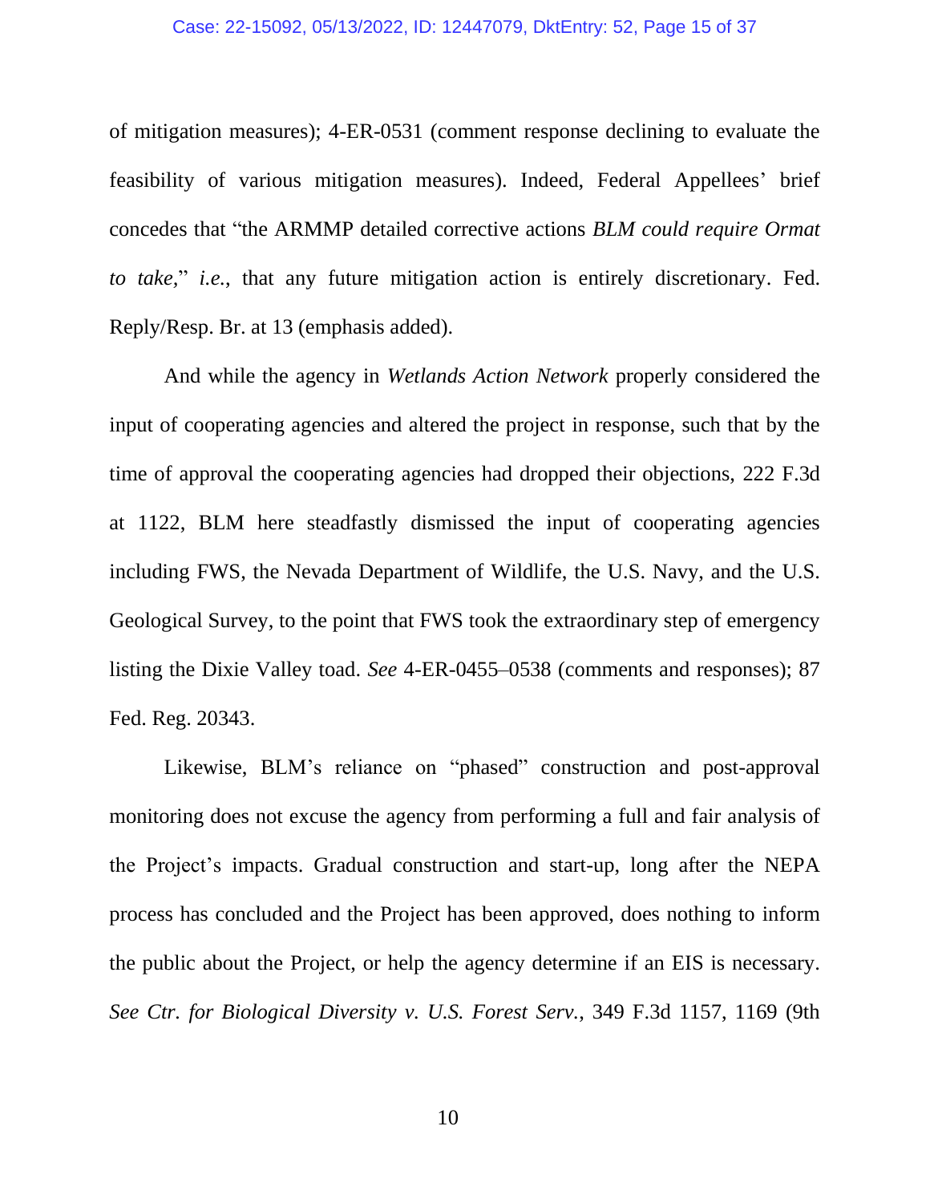of mitigation measures); 4-ER-0531 (comment response declining to evaluate the feasibility of various mitigation measures). Indeed, Federal Appellees' brief concedes that "the ARMMP detailed corrective actions *BLM could require Ormat to take*," *i.e.*, that any future mitigation action is entirely discretionary. Fed. Reply/Resp. Br. at 13 (emphasis added).

And while the agency in *Wetlands Action Network* properly considered the input of cooperating agencies and altered the project in response, such that by the time of approval the cooperating agencies had dropped their objections, 222 F.3d at 1122, BLM here steadfastly dismissed the input of cooperating agencies including FWS, the Nevada Department of Wildlife, the U.S. Navy, and the U.S. Geological Survey, to the point that FWS took the extraordinary step of emergency listing the Dixie Valley toad. *See* 4-ER-0455–0538 (comments and responses); 87 Fed. Reg. 20343.

Likewise, BLM's reliance on "phased" construction and post-approval monitoring does not excuse the agency from performing a full and fair analysis of the Project's impacts. Gradual construction and start-up, long after the NEPA process has concluded and the Project has been approved, does nothing to inform the public about the Project, or help the agency determine if an EIS is necessary. *See Ctr. for Biological Diversity v. U.S. Forest Serv.*, 349 F.3d 1157, 1169 (9th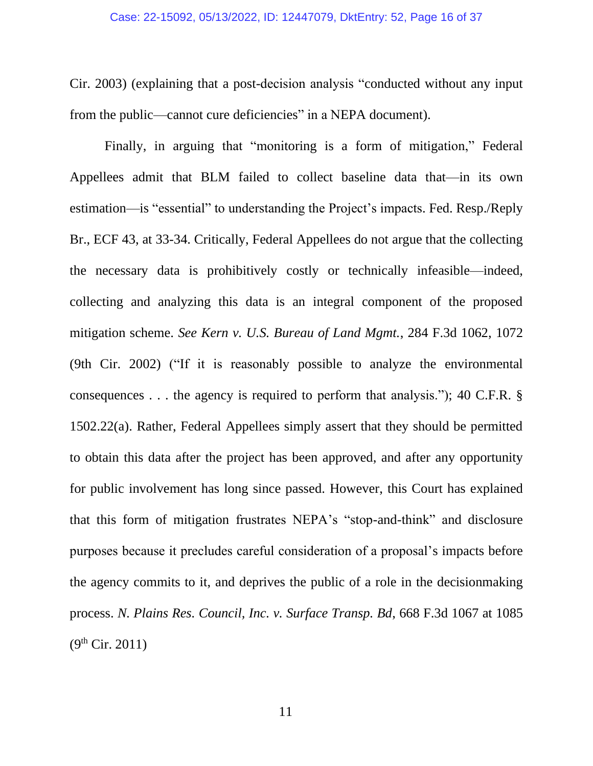Cir. 2003) (explaining that a post-decision analysis "conducted without any input from the public—cannot cure deficiencies" in a NEPA document).

Finally, in arguing that "monitoring is a form of mitigation," Federal Appellees admit that BLM failed to collect baseline data that—in its own estimation—is "essential" to understanding the Project's impacts. Fed. Resp./Reply Br., ECF 43, at 33-34. Critically, Federal Appellees do not argue that the collecting the necessary data is prohibitively costly or technically infeasible—indeed, collecting and analyzing this data is an integral component of the proposed mitigation scheme. *See Kern v. U.S. Bureau of Land Mgmt.*, 284 F.3d 1062, 1072 (9th Cir. 2002) ("If it is reasonably possible to analyze the environmental consequences . . . the agency is required to perform that analysis."); 40 C.F.R. § 1502.22(a). Rather, Federal Appellees simply assert that they should be permitted to obtain this data after the project has been approved, and after any opportunity for public involvement has long since passed. However, this Court has explained that this form of mitigation frustrates NEPA's "stop-and-think" and disclosure purposes because it precludes careful consideration of a proposal's impacts before the agency commits to it, and deprives the public of a role in the decisionmaking process. *N. Plains Res. Council, Inc. v. Surface Transp. Bd*, 668 F.3d 1067 at 1085 (9th Cir. 2011)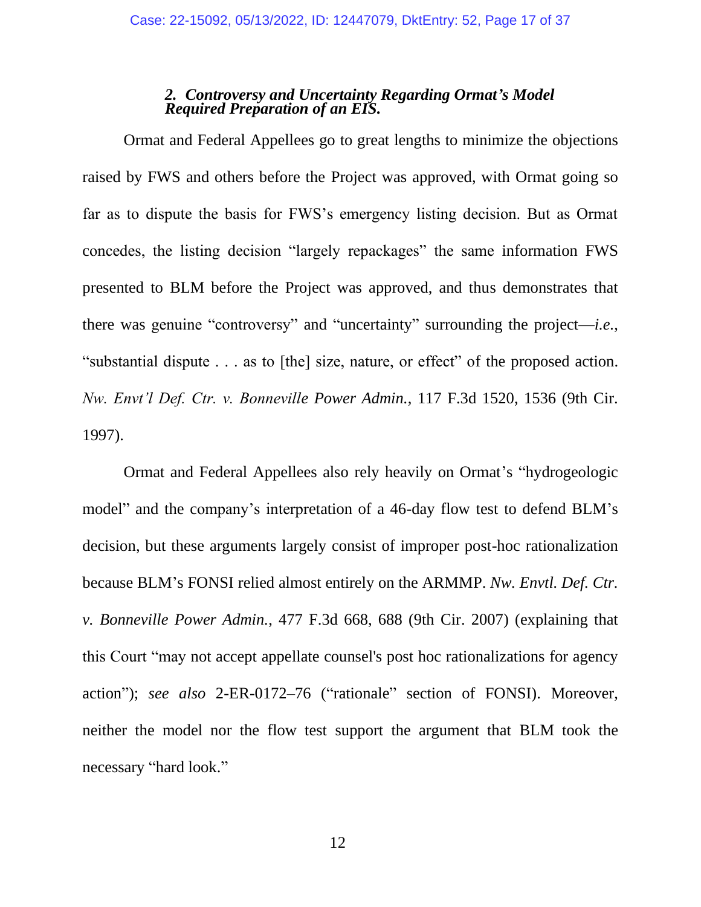### *2. Controversy and Uncertainty Regarding Ormat's Model Required Preparation of an EIS.*

Ormat and Federal Appellees go to great lengths to minimize the objections raised by FWS and others before the Project was approved, with Ormat going so far as to dispute the basis for FWS's emergency listing decision. But as Ormat concedes, the listing decision "largely repackages" the same information FWS presented to BLM before the Project was approved, and thus demonstrates that there was genuine "controversy" and "uncertainty" surrounding the project—*i.e.*, "substantial dispute . . . as to [the] size, nature, or effect" of the proposed action. *Nw. Envt'l Def. Ctr. v. Bonneville Power Admin.*, 117 F.3d 1520, 1536 (9th Cir. 1997).

Ormat and Federal Appellees also rely heavily on Ormat's "hydrogeologic model" and the company's interpretation of a 46-day flow test to defend BLM's decision, but these arguments largely consist of improper post-hoc rationalization because BLM's FONSI relied almost entirely on the ARMMP. *Nw. Envtl. Def. Ctr. v. Bonneville Power Admin.*, 477 F.3d 668, 688 (9th Cir. 2007) (explaining that this Court "may not accept appellate counsel's post hoc rationalizations for agency action"); *see also* 2-ER-0172–76 ("rationale" section of FONSI). Moreover, neither the model nor the flow test support the argument that BLM took the necessary "hard look."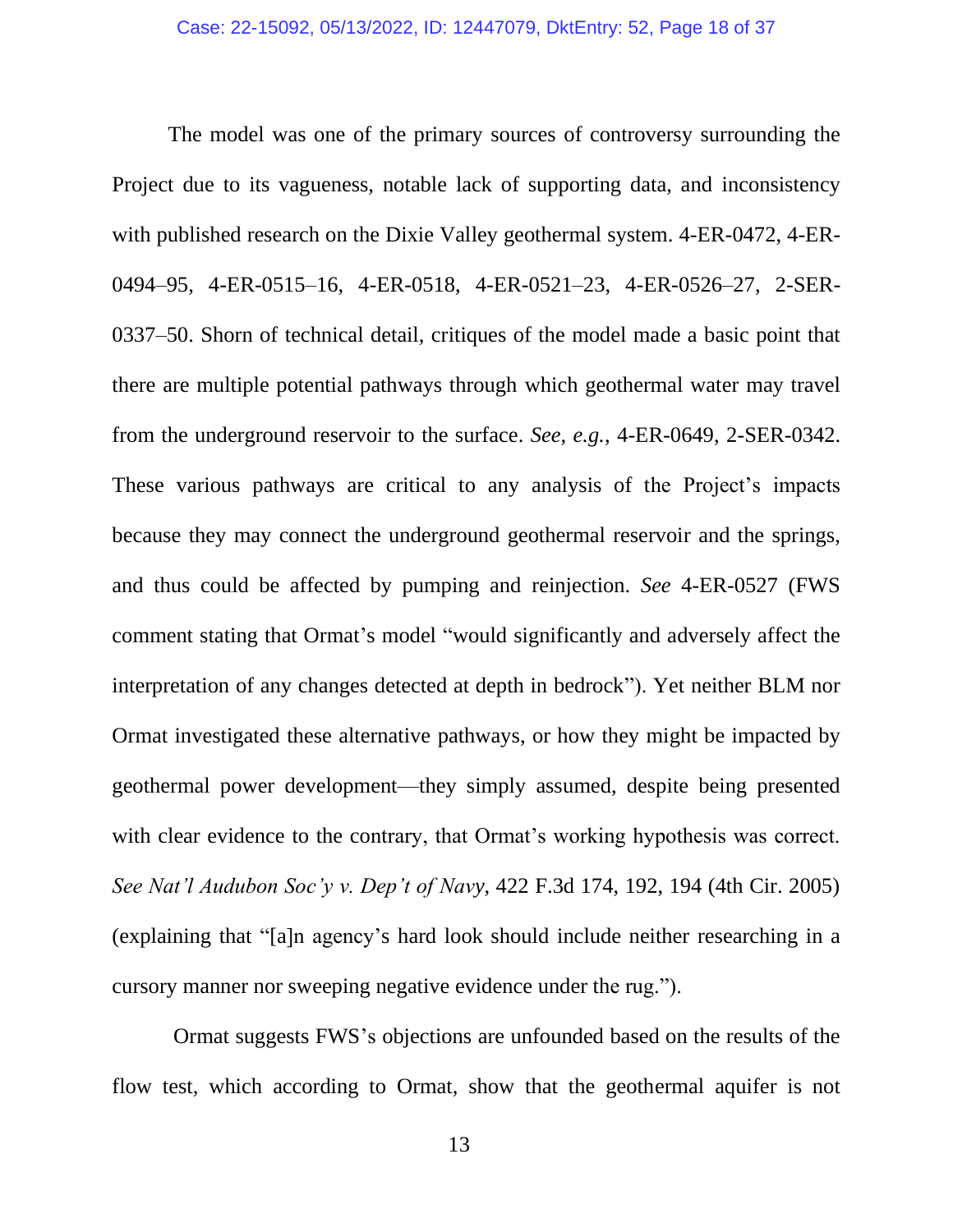The model was one of the primary sources of controversy surrounding the Project due to its vagueness, notable lack of supporting data, and inconsistency with published research on the Dixie Valley geothermal system. 4-ER-0472, 4-ER-0494–95, 4-ER-0515–16, 4-ER-0518, 4-ER-0521–23, 4-ER-0526–27, 2-SER-0337–50. Shorn of technical detail, critiques of the model made a basic point that there are multiple potential pathways through which geothermal water may travel from the underground reservoir to the surface. *See, e.g.*, 4-ER-0649, 2-SER-0342. These various pathways are critical to any analysis of the Project's impacts because they may connect the underground geothermal reservoir and the springs, and thus could be affected by pumping and reinjection. *See* 4-ER-0527 (FWS comment stating that Ormat's model "would significantly and adversely affect the interpretation of any changes detected at depth in bedrock"). Yet neither BLM nor Ormat investigated these alternative pathways, or how they might be impacted by geothermal power development—they simply assumed, despite being presented with clear evidence to the contrary, that Ormat's working hypothesis was correct. *See Nat'l Audubon Soc'y v. Dep't of Navy*, 422 F.3d 174, 192, 194 (4th Cir. 2005) (explaining that "[a]n agency's hard look should include neither researching in a cursory manner nor sweeping negative evidence under the rug.").

Ormat suggests FWS's objections are unfounded based on the results of the flow test, which according to Ormat, show that the geothermal aquifer is not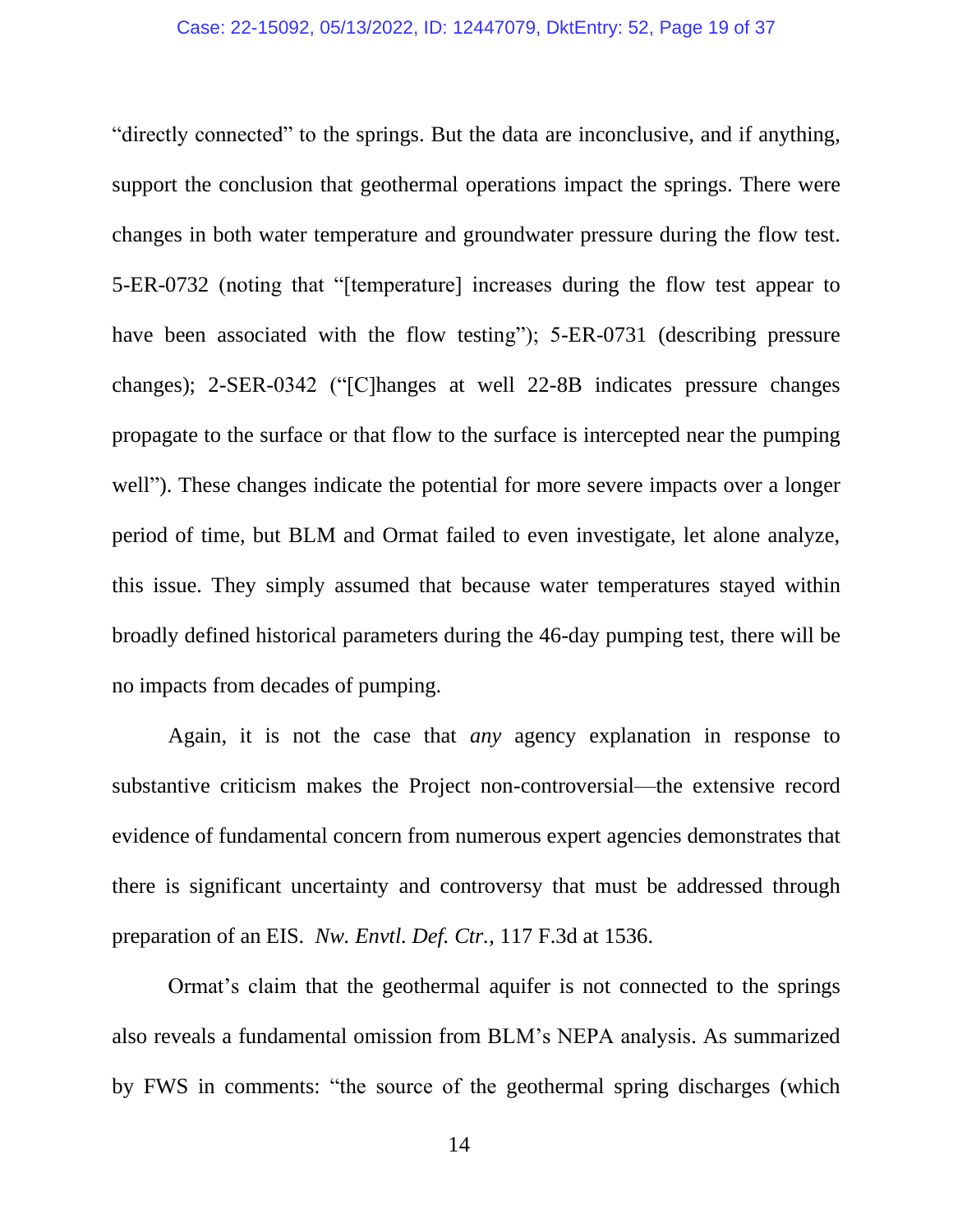"directly connected" to the springs. But the data are inconclusive, and if anything, support the conclusion that geothermal operations impact the springs. There were changes in both water temperature and groundwater pressure during the flow test. 5-ER-0732 (noting that "[temperature] increases during the flow test appear to have been associated with the flow testing"); 5-ER-0731 (describing pressure changes); 2-SER-0342 ("[C]hanges at well 22-8B indicates pressure changes propagate to the surface or that flow to the surface is intercepted near the pumping well"). These changes indicate the potential for more severe impacts over a longer period of time, but BLM and Ormat failed to even investigate, let alone analyze, this issue. They simply assumed that because water temperatures stayed within broadly defined historical parameters during the 46-day pumping test, there will be no impacts from decades of pumping.

Again, it is not the case that *any* agency explanation in response to substantive criticism makes the Project non-controversial—the extensive record evidence of fundamental concern from numerous expert agencies demonstrates that there is significant uncertainty and controversy that must be addressed through preparation of an EIS. *Nw. Envtl. Def. Ctr.*, 117 F.3d at 1536.

Ormat's claim that the geothermal aquifer is not connected to the springs also reveals a fundamental omission from BLM's NEPA analysis. As summarized by FWS in comments: "the source of the geothermal spring discharges (which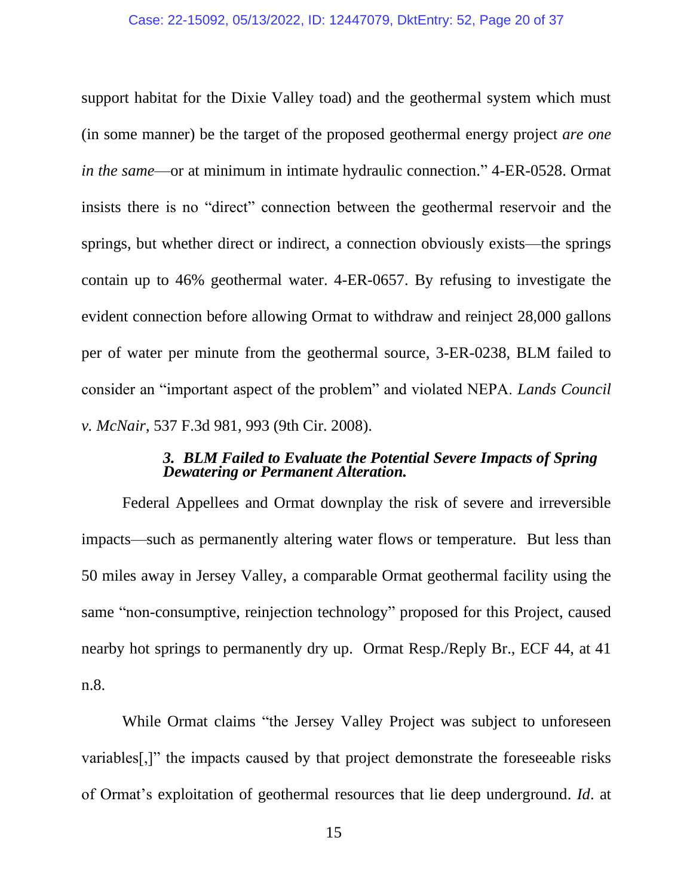support habitat for the Dixie Valley toad) and the geothermal system which must (in some manner) be the target of the proposed geothermal energy project *are one in the same*—or at minimum in intimate hydraulic connection." 4-ER-0528. Ormat insists there is no "direct" connection between the geothermal reservoir and the springs, but whether direct or indirect, a connection obviously exists—the springs contain up to 46% geothermal water. 4-ER-0657. By refusing to investigate the evident connection before allowing Ormat to withdraw and reinject 28,000 gallons per of water per minute from the geothermal source, 3-ER-0238, BLM failed to consider an "important aspect of the problem" and violated NEPA. *Lands Council v. McNair*, 537 F.3d 981, 993 (9th Cir. 2008).

### *3. BLM Failed to Evaluate the Potential Severe Impacts of Spring Dewatering or Permanent Alteration.*

Federal Appellees and Ormat downplay the risk of severe and irreversible impacts—such as permanently altering water flows or temperature. But less than 50 miles away in Jersey Valley, a comparable Ormat geothermal facility using the same "non-consumptive, reinjection technology" proposed for this Project, caused nearby hot springs to permanently dry up. Ormat Resp./Reply Br., ECF 44, at 41 n.8.

While Ormat claims "the Jersey Valley Project was subject to unforeseen variables[,]" the impacts caused by that project demonstrate the foreseeable risks of Ormat's exploitation of geothermal resources that lie deep underground. *Id*. at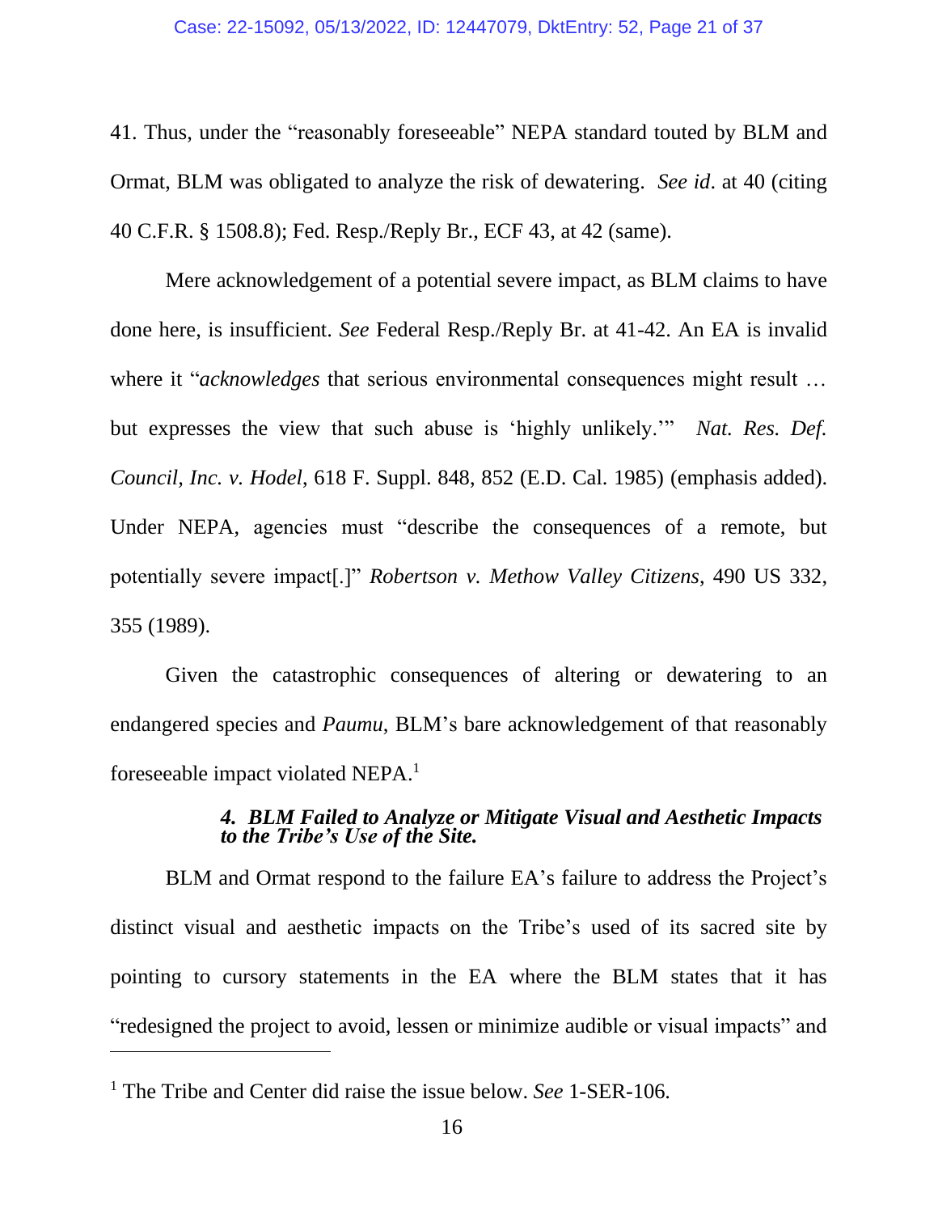41. Thus, under the "reasonably foreseeable" NEPA standard touted by BLM and Ormat, BLM was obligated to analyze the risk of dewatering. *See id*. at 40 (citing 40 C.F.R. § 1508.8); Fed. Resp./Reply Br., ECF 43, at 42 (same).

Mere acknowledgement of a potential severe impact, as BLM claims to have done here, is insufficient. *See* Federal Resp./Reply Br. at 41-42. An EA is invalid where it "*acknowledges* that serious environmental consequences might result … but expresses the view that such abuse is 'highly unlikely.'" *Nat. Res. Def. Council, Inc. v. Hodel*, 618 F. Suppl. 848, 852 (E.D. Cal. 1985) (emphasis added). Under NEPA, agencies must "describe the consequences of a remote, but potentially severe impact[.]" *Robertson v. Methow Valley Citizens*, 490 US 332, 355 (1989).

Given the catastrophic consequences of altering or dewatering to an endangered species and *Paumu*, BLM's bare acknowledgement of that reasonably foreseeable impact violated NEPA.[1]

#### *4. BLM Failed to Analyze or Mitigate Visual and Aesthetic Impacts to the Tribe's Use of the Site.*

BLM and Ormat respond to the failure EA's failure to address the Project's distinct visual and aesthetic impacts on the Tribe's used of its sacred site by pointing to cursory statements in the EA where the BLM states that it has "redesigned the project to avoid, lessen or minimize audible or visual impacts" and

---

[1] The Tribe and Center did raise the issue below. *See* 1-SER-106.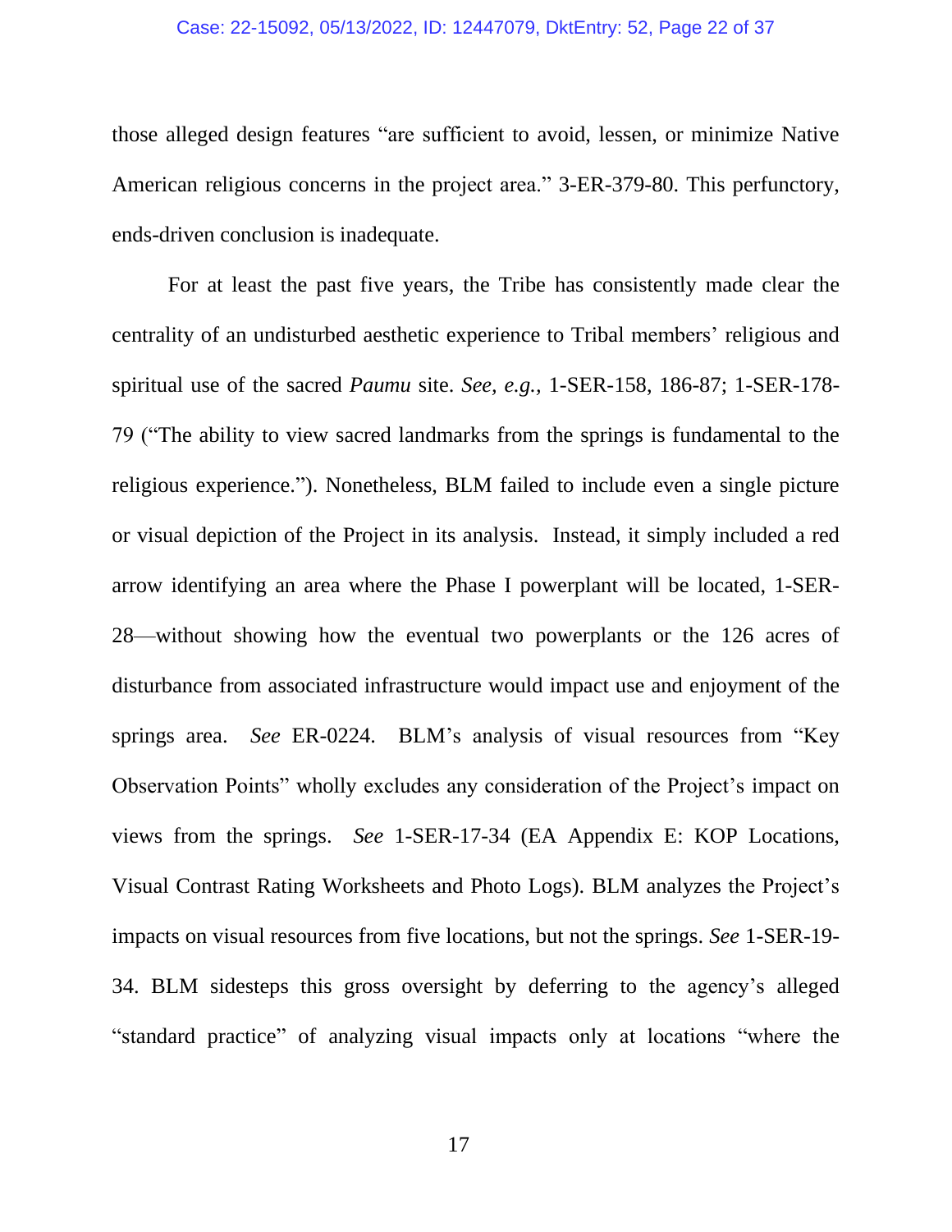those alleged design features "are sufficient to avoid, lessen, or minimize Native American religious concerns in the project area." 3-ER-379-80. This perfunctory, ends-driven conclusion is inadequate.

For at least the past five years, the Tribe has consistently made clear the centrality of an undisturbed aesthetic experience to Tribal members' religious and spiritual use of the sacred *Paumu* site. *See, e.g.*, 1-SER-158, 186-87; 1-SER-178-79 ("The ability to view sacred landmarks from the springs is fundamental to the religious experience."). Nonetheless, BLM failed to include even a single picture or visual depiction of the Project in its analysis. Instead, it simply included a red arrow identifying an area where the Phase I powerplant will be located, 1-SER-28—without showing how the eventual two powerplants or the 126 acres of disturbance from associated infrastructure would impact use and enjoyment of the springs area. *See* ER-0224. BLM's analysis of visual resources from "Key Observation Points" wholly excludes any consideration of the Project's impact on views from the springs. *See* 1-SER-17-34 (EA Appendix E: KOP Locations, Visual Contrast Rating Worksheets and Photo Logs). BLM analyzes the Project's impacts on visual resources from five locations, but not the springs. *See* 1-SER-19-34. BLM sidesteps this gross oversight by deferring to the agency's alleged "standard practice" of analyzing visual impacts only at locations "where the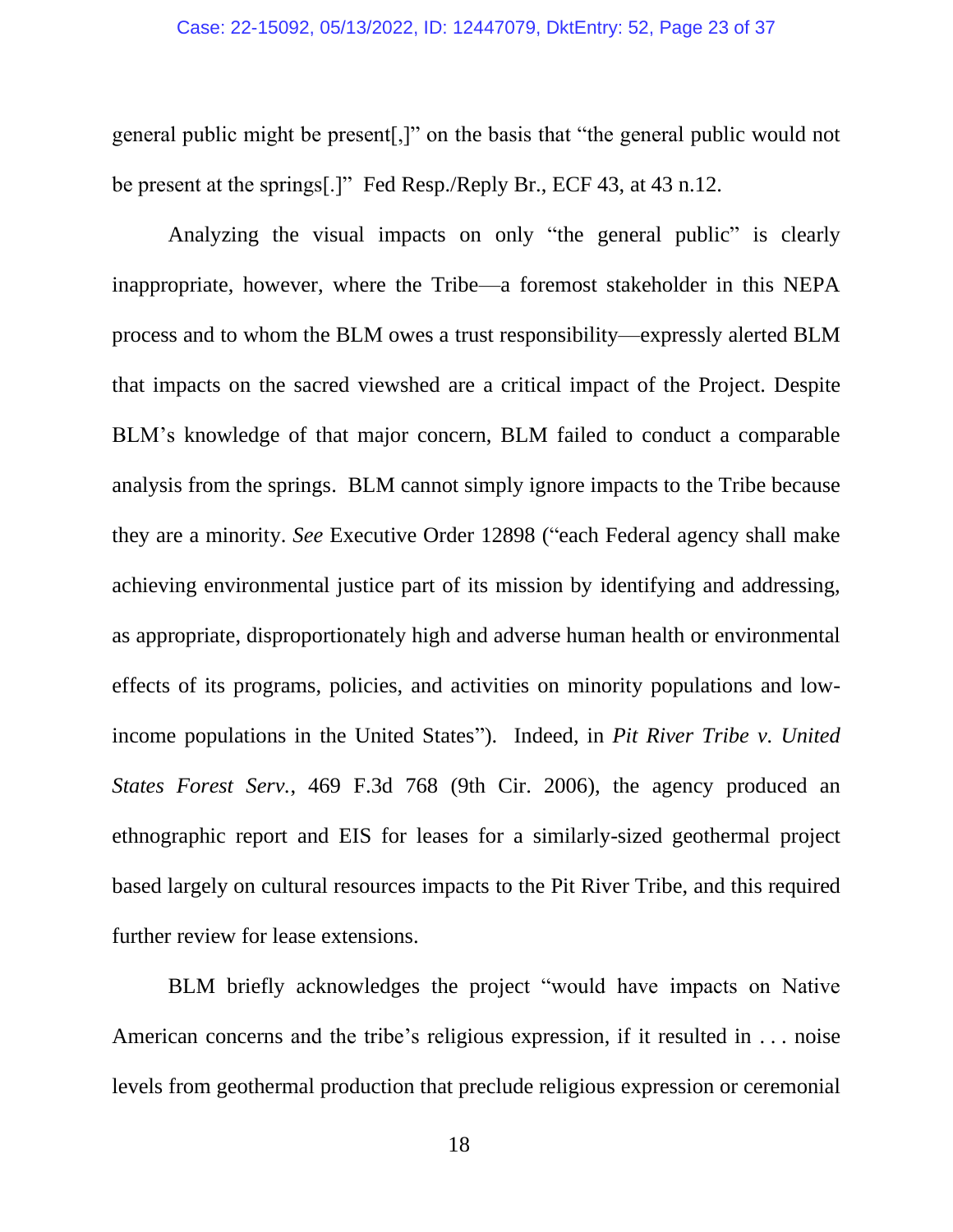general public might be present[,]" on the basis that "the general public would not be present at the springs[.]" Fed Resp./Reply Br., ECF 43, at 43 n.12.

Analyzing the visual impacts on only "the general public" is clearly inappropriate, however, where the Tribe—a foremost stakeholder in this NEPA process and to whom the BLM owes a trust responsibility—expressly alerted BLM that impacts on the sacred viewshed are a critical impact of the Project. Despite BLM's knowledge of that major concern, BLM failed to conduct a comparable analysis from the springs. BLM cannot simply ignore impacts to the Tribe because they are a minority. *See* Executive Order 12898 ("each Federal agency shall make achieving environmental justice part of its mission by identifying and addressing, as appropriate, disproportionately high and adverse human health or environmental effects of its programs, policies, and activities on minority populations and low-income populations in the United States"). Indeed, in *Pit River Tribe v. United States Forest Serv.*, 469 F.3d 768 (9th Cir. 2006), the agency produced an ethnographic report and EIS for leases for a similarly-sized geothermal project based largely on cultural resources impacts to the Pit River Tribe, and this required further review for lease extensions.

BLM briefly acknowledges the project "would have impacts on Native American concerns and the tribe's religious expression, if it resulted in . . . noise levels from geothermal production that preclude religious expression or ceremonial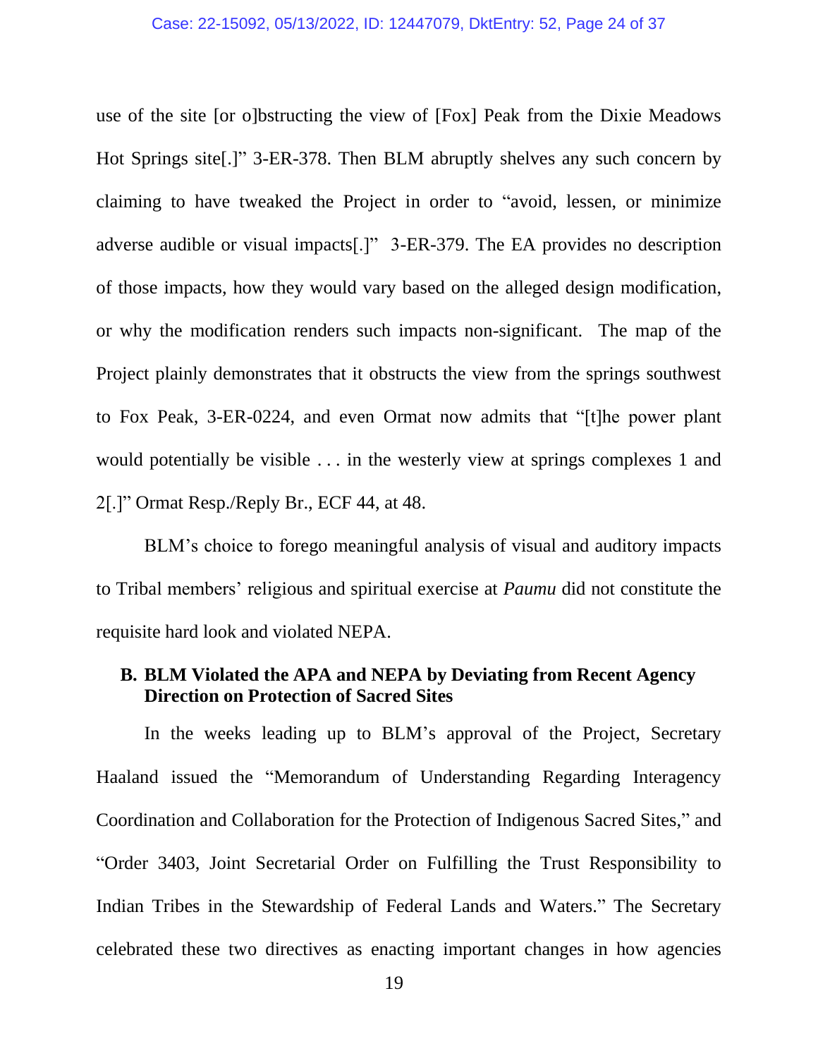use of the site [or o]bstructing the view of [Fox] Peak from the Dixie Meadows Hot Springs site[.]" 3-ER-378. Then BLM abruptly shelves any such concern by claiming to have tweaked the Project in order to "avoid, lessen, or minimize adverse audible or visual impacts[.]" 3-ER-379. The EA provides no description of those impacts, how they would vary based on the alleged design modification, or why the modification renders such impacts non-significant. The map of the Project plainly demonstrates that it obstructs the view from the springs southwest to Fox Peak, 3-ER-0224, and even Ormat now admits that "[t]he power plant would potentially be visible . . . in the westerly view at springs complexes 1 and 2[.]" Ormat Resp./Reply Br., ECF 44, at 48.

BLM's choice to forego meaningful analysis of visual and auditory impacts to Tribal members' religious and spiritual exercise at *Paumu* did not constitute the requisite hard look and violated NEPA.

### B. BLM Violated the APA and NEPA by Deviating from Recent Agency Direction on Protection of Sacred Sites

In the weeks leading up to BLM's approval of the Project, Secretary Haaland issued the "Memorandum of Understanding Regarding Interagency Coordination and Collaboration for the Protection of Indigenous Sacred Sites," and "Order 3403, Joint Secretarial Order on Fulfilling the Trust Responsibility to Indian Tribes in the Stewardship of Federal Lands and Waters." The Secretary celebrated these two directives as enacting important changes in how agencies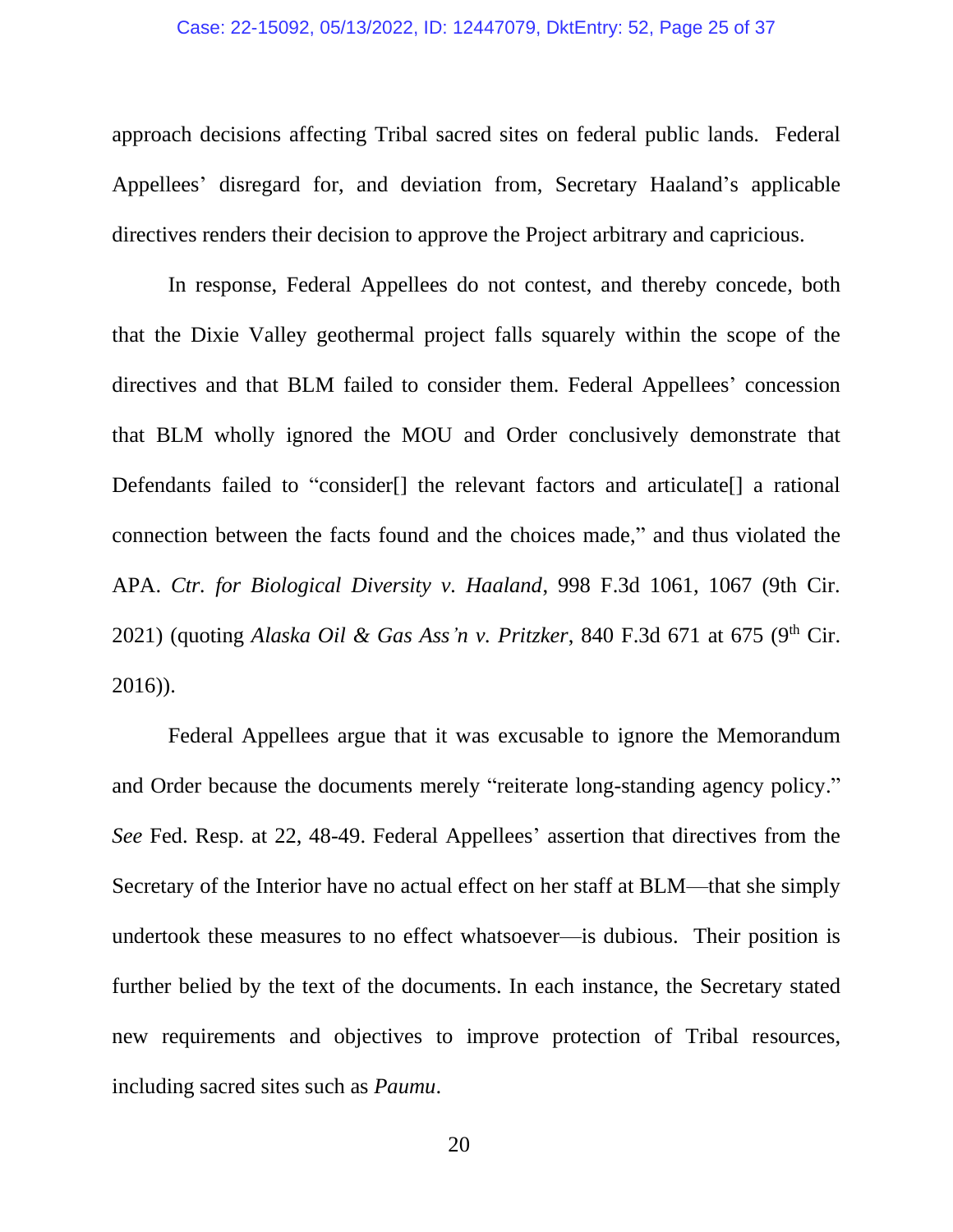approach decisions affecting Tribal sacred sites on federal public lands. Federal Appellees' disregard for, and deviation from, Secretary Haaland's applicable directives renders their decision to approve the Project arbitrary and capricious.

In response, Federal Appellees do not contest, and thereby concede, both that the Dixie Valley geothermal project falls squarely within the scope of the directives and that BLM failed to consider them. Federal Appellees' concession that BLM wholly ignored the MOU and Order conclusively demonstrate that Defendants failed to "consider[] the relevant factors and articulate[] a rational connection between the facts found and the choices made," and thus violated the APA. *Ctr. for Biological Diversity v. Haaland*, 998 F.3d 1061, 1067 (9th Cir. 2021) (quoting *Alaska Oil & Gas Ass'n v. Pritzker*, 840 F.3d 671 at 675 (9th Cir. 2016)).

Federal Appellees argue that it was excusable to ignore the Memorandum and Order because the documents merely "reiterate long-standing agency policy." *See* Fed. Resp. at 22, 48-49. Federal Appellees' assertion that directives from the Secretary of the Interior have no actual effect on her staff at BLM—that she simply undertook these measures to no effect whatsoever—is dubious. Their position is further belied by the text of the documents. In each instance, the Secretary stated new requirements and objectives to improve protection of Tribal resources, including sacred sites such as *Paumu*.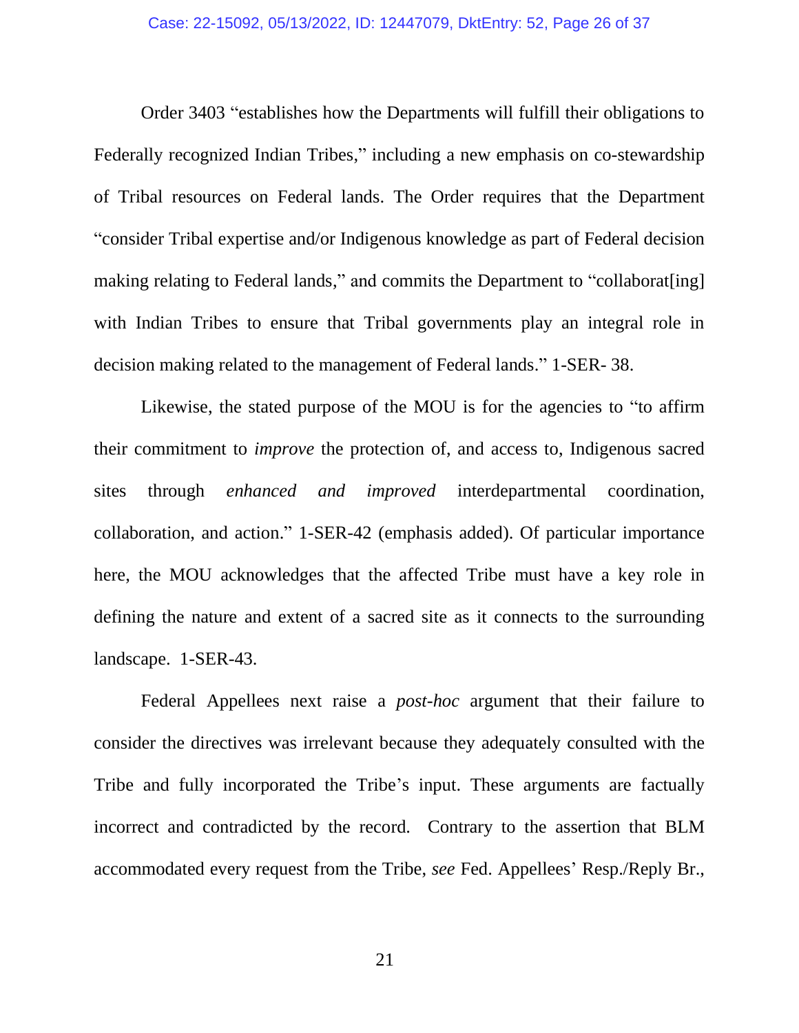Order 3403 "establishes how the Departments will fulfill their obligations to Federally recognized Indian Tribes," including a new emphasis on co-stewardship of Tribal resources on Federal lands. The Order requires that the Department "consider Tribal expertise and/or Indigenous knowledge as part of Federal decision making relating to Federal lands," and commits the Department to "collaborat[ing] with Indian Tribes to ensure that Tribal governments play an integral role in decision making related to the management of Federal lands." 1-SER- 38.

Likewise, the stated purpose of the MOU is for the agencies to "to affirm their commitment to *improve* the protection of, and access to, Indigenous sacred sites through *enhanced and improved* interdepartmental coordination, collaboration, and action." 1-SER-42 (emphasis added). Of particular importance here, the MOU acknowledges that the affected Tribe must have a key role in defining the nature and extent of a sacred site as it connects to the surrounding landscape. 1-SER-43.

Federal Appellees next raise a *post-hoc* argument that their failure to consider the directives was irrelevant because they adequately consulted with the Tribe and fully incorporated the Tribe's input. These arguments are factually incorrect and contradicted by the record. Contrary to the assertion that BLM accommodated every request from the Tribe, *see* Fed. Appellees' Resp./Reply Br.,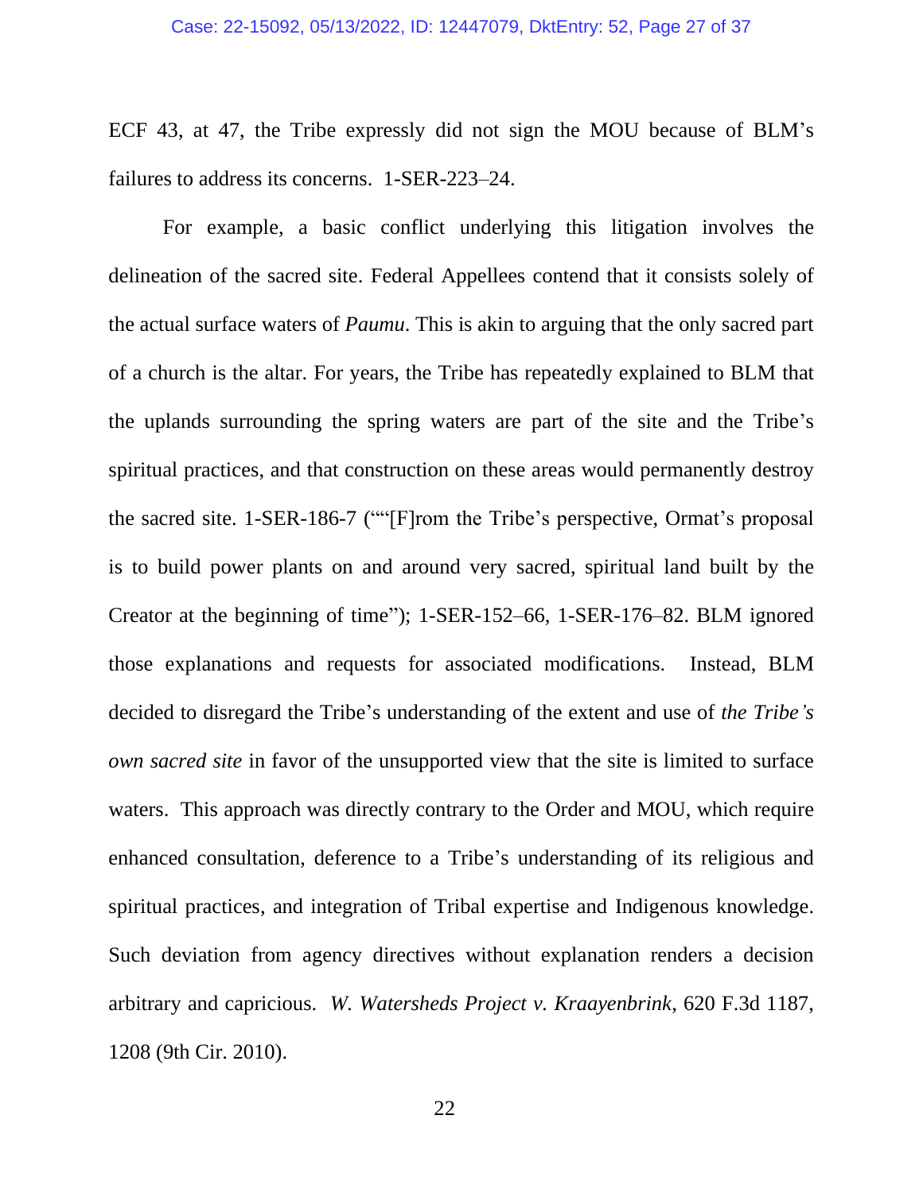ECF 43, at 47, the Tribe expressly did not sign the MOU because of BLM's failures to address its concerns. 1-SER-223–24.

For example, a basic conflict underlying this litigation involves the delineation of the sacred site. Federal Appellees contend that it consists solely of the actual surface waters of *Paumu*. This is akin to arguing that the only sacred part of a church is the altar. For years, the Tribe has repeatedly explained to BLM that the uplands surrounding the spring waters are part of the site and the Tribe's spiritual practices, and that construction on these areas would permanently destroy the sacred site. 1-SER-186-7 (""[F]rom the Tribe's perspective, Ormat's proposal is to build power plants on and around very sacred, spiritual land built by the Creator at the beginning of time"); 1-SER-152–66, 1-SER-176–82. BLM ignored those explanations and requests for associated modifications. Instead, BLM decided to disregard the Tribe's understanding of the extent and use of *the Tribe's own sacred site* in favor of the unsupported view that the site is limited to surface waters. This approach was directly contrary to the Order and MOU, which require enhanced consultation, deference to a Tribe's understanding of its religious and spiritual practices, and integration of Tribal expertise and Indigenous knowledge. Such deviation from agency directives without explanation renders a decision arbitrary and capricious. *W. Watersheds Project v. Kraayenbrink*, 620 F.3d 1187, 1208 (9th Cir. 2010).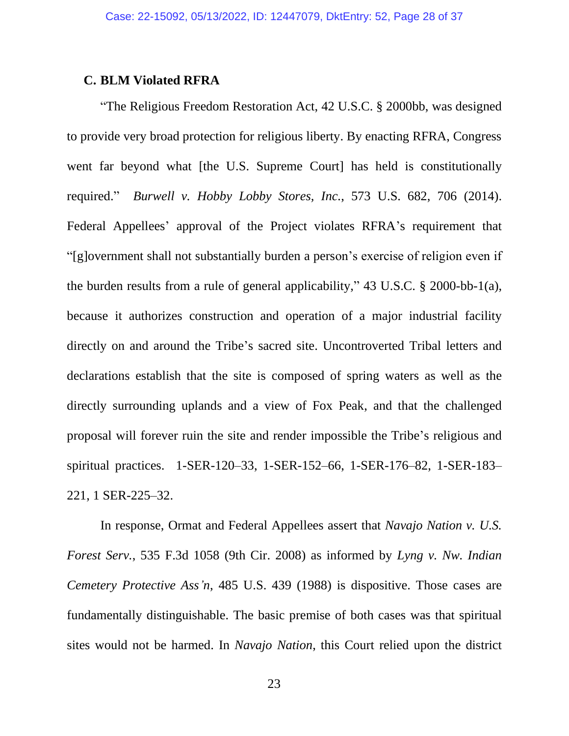### C. BLM Violated RFRA

"The Religious Freedom Restoration Act, 42 U.S.C. § 2000bb, was designed to provide very broad protection for religious liberty. By enacting RFRA, Congress went far beyond what [the U.S. Supreme Court] has held is constitutionally required." *Burwell v. Hobby Lobby Stores, Inc.*, 573 U.S. 682, 706 (2014). Federal Appellees' approval of the Project violates RFRA's requirement that "[g]overnment shall not substantially burden a person's exercise of religion even if the burden results from a rule of general applicability," 43 U.S.C. § 2000-bb-1(a), because it authorizes construction and operation of a major industrial facility directly on and around the Tribe's sacred site. Uncontroverted Tribal letters and declarations establish that the site is composed of spring waters as well as the directly surrounding uplands and a view of Fox Peak, and that the challenged proposal will forever ruin the site and render impossible the Tribe's religious and spiritual practices. 1-SER-120–33, 1-SER-152–66, 1-SER-176–82, 1-SER-183–221, 1 SER-225–32.

In response, Ormat and Federal Appellees assert that *Navajo Nation v. U.S. Forest Serv.*, 535 F.3d 1058 (9th Cir. 2008) as informed by *Lyng v. Nw. Indian Cemetery Protective Ass'n*, 485 U.S. 439 (1988) is dispositive. Those cases are fundamentally distinguishable. The basic premise of both cases was that spiritual sites would not be harmed. In *Navajo Nation*, this Court relied upon the district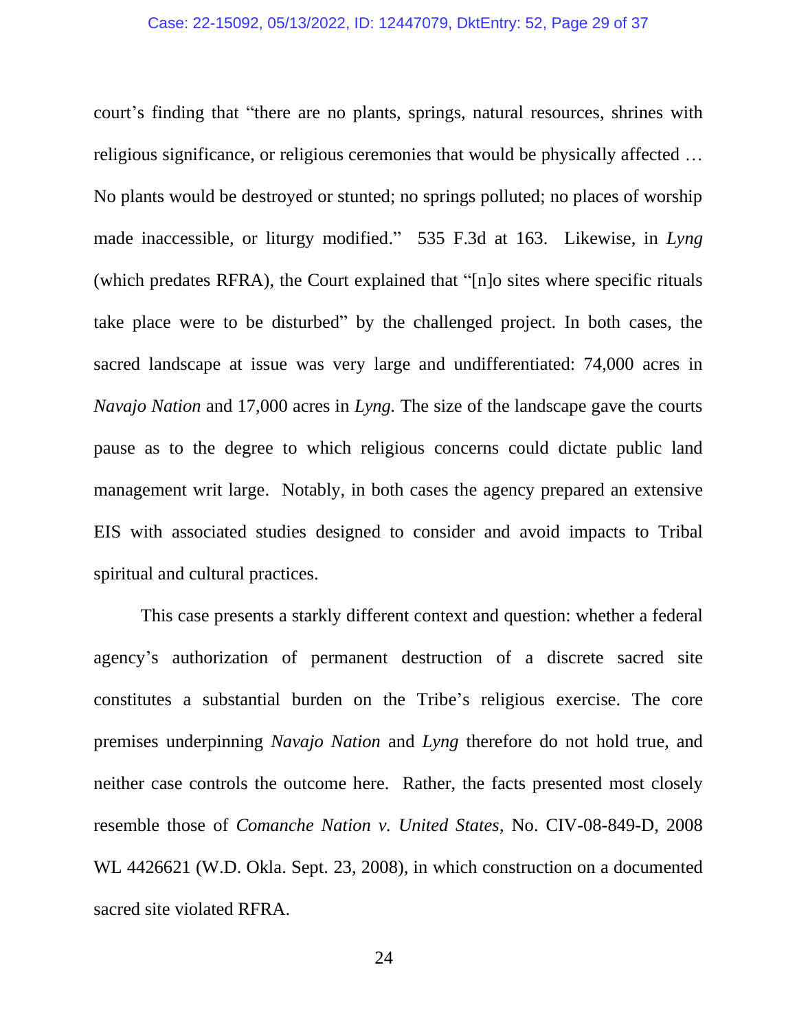court's finding that "there are no plants, springs, natural resources, shrines with religious significance, or religious ceremonies that would be physically affected … No plants would be destroyed or stunted; no springs polluted; no places of worship made inaccessible, or liturgy modified." 535 F.3d at 163. Likewise, in *Lyng* (which predates RFRA), the Court explained that "[n]o sites where specific rituals take place were to be disturbed" by the challenged project. In both cases, the sacred landscape at issue was very large and undifferentiated: 74,000 acres in *Navajo Nation* and 17,000 acres in *Lyng.* The size of the landscape gave the courts pause as to the degree to which religious concerns could dictate public land management writ large. Notably, in both cases the agency prepared an extensive EIS with associated studies designed to consider and avoid impacts to Tribal spiritual and cultural practices.

This case presents a starkly different context and question: whether a federal agency's authorization of permanent destruction of a discrete sacred site constitutes a substantial burden on the Tribe's religious exercise. The core premises underpinning *Navajo Nation* and *Lyng* therefore do not hold true, and neither case controls the outcome here. Rather, the facts presented most closely resemble those of *Comanche Nation v. United States*, No. CIV-08-849-D, 2008 WL 4426621 (W.D. Okla. Sept. 23, 2008), in which construction on a documented sacred site violated RFRA.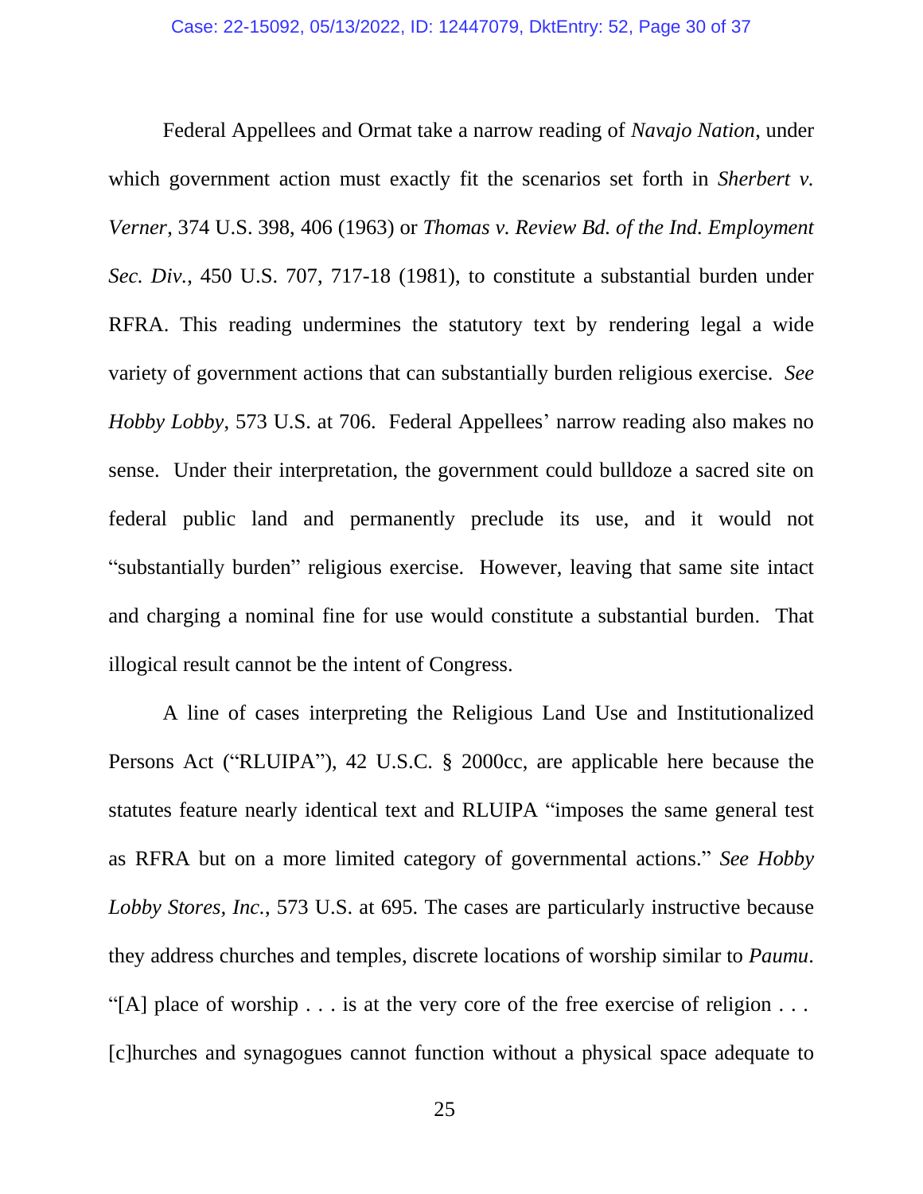Federal Appellees and Ormat take a narrow reading of *Navajo Nation*, under which government action must exactly fit the scenarios set forth in *Sherbert v. Verner*, 374 U.S. 398, 406 (1963) or *Thomas v. Review Bd. of the Ind. Employment Sec. Div.*, 450 U.S. 707, 717-18 (1981), to constitute a substantial burden under RFRA. This reading undermines the statutory text by rendering legal a wide variety of government actions that can substantially burden religious exercise. *See Hobby Lobby*, 573 U.S. at 706. Federal Appellees' narrow reading also makes no sense. Under their interpretation, the government could bulldoze a sacred site on federal public land and permanently preclude its use, and it would not "substantially burden" religious exercise. However, leaving that same site intact and charging a nominal fine for use would constitute a substantial burden. That illogical result cannot be the intent of Congress.

A line of cases interpreting the Religious Land Use and Institutionalized Persons Act ("RLUIPA"), 42 U.S.C. § 2000cc, are applicable here because the statutes feature nearly identical text and RLUIPA "imposes the same general test as RFRA but on a more limited category of governmental actions." *See Hobby Lobby Stores, Inc.*, 573 U.S. at 695. The cases are particularly instructive because they address churches and temples, discrete locations of worship similar to *Paumu*. "[A] place of worship . . . is at the very core of the free exercise of religion . . . [c]hurches and synagogues cannot function without a physical space adequate to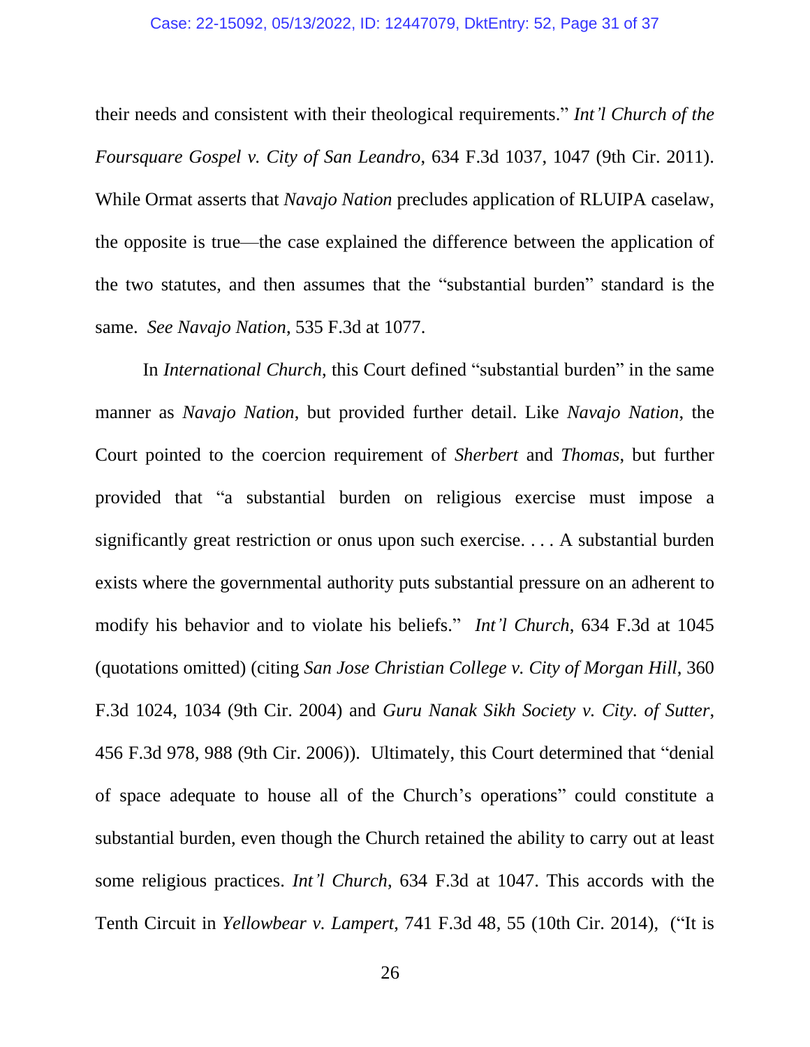their needs and consistent with their theological requirements." *Int'l Church of the Foursquare Gospel v. City of San Leandro*, 634 F.3d 1037, 1047 (9th Cir. 2011). While Ormat asserts that *Navajo Nation* precludes application of RLUIPA caselaw, the opposite is true—the case explained the difference between the application of the two statutes, and then assumes that the "substantial burden" standard is the same. *See Navajo Nation*, 535 F.3d at 1077.

In *International Church*, this Court defined "substantial burden" in the same manner as *Navajo Nation*, but provided further detail. Like *Navajo Nation*, the Court pointed to the coercion requirement of *Sherbert* and *Thomas*, but further provided that "a substantial burden on religious exercise must impose a significantly great restriction or onus upon such exercise. . . . A substantial burden exists where the governmental authority puts substantial pressure on an adherent to modify his behavior and to violate his beliefs." *Int'l Church*, 634 F.3d at 1045 (quotations omitted) (citing *San Jose Christian College v. City of Morgan Hill*, 360 F.3d 1024, 1034 (9th Cir. 2004) and *Guru Nanak Sikh Society v. City. of Sutter*, 456 F.3d 978, 988 (9th Cir. 2006)). Ultimately, this Court determined that "denial of space adequate to house all of the Church's operations" could constitute a substantial burden, even though the Church retained the ability to carry out at least some religious practices. *Int'l Church*, 634 F.3d at 1047. This accords with the Tenth Circuit in *Yellowbear v. Lampert*, 741 F.3d 48, 55 (10th Cir. 2014), ("It is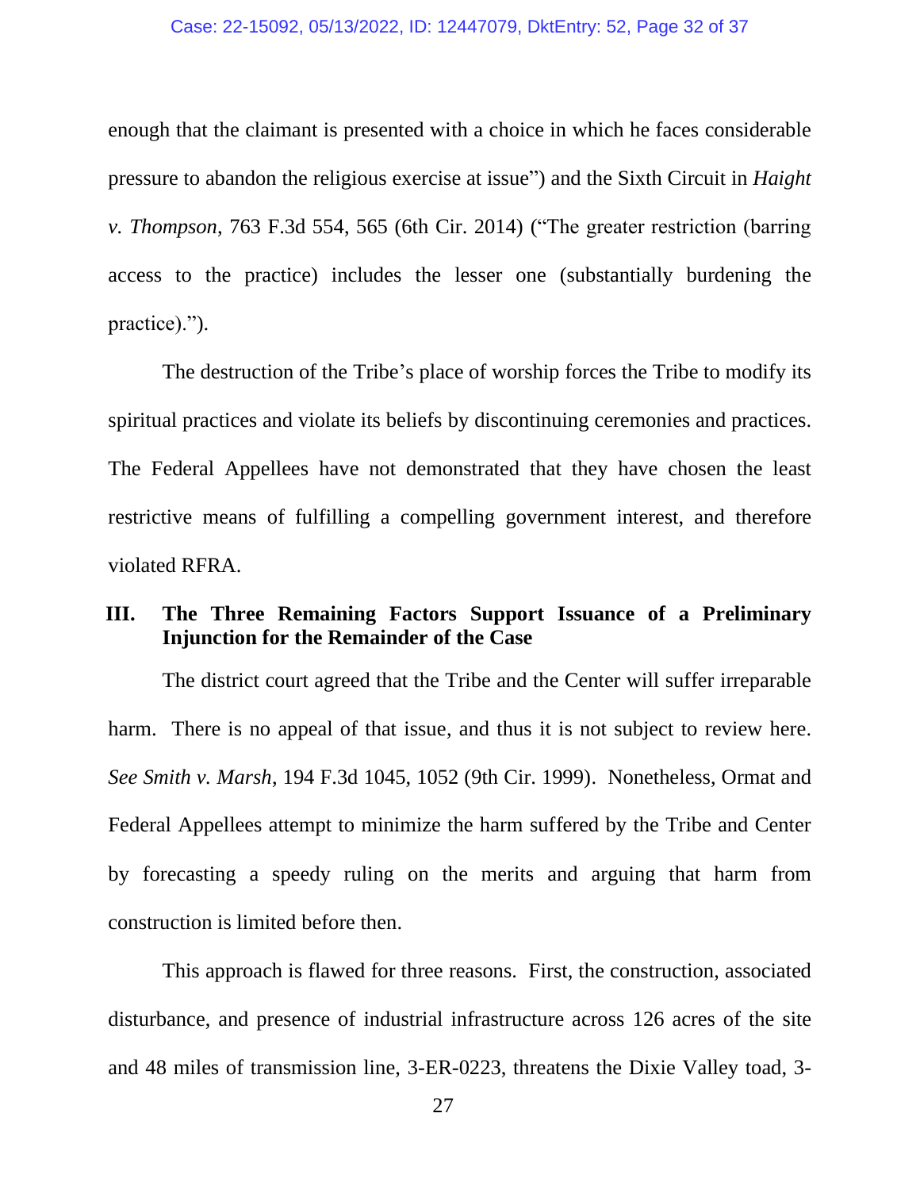enough that the claimant is presented with a choice in which he faces considerable pressure to abandon the religious exercise at issue") and the Sixth Circuit in *Haight v. Thompson*, 763 F.3d 554, 565 (6th Cir. 2014) ("The greater restriction (barring access to the practice) includes the lesser one (substantially burdening the practice).").

The destruction of the Tribe's place of worship forces the Tribe to modify its spiritual practices and violate its beliefs by discontinuing ceremonies and practices. The Federal Appellees have not demonstrated that they have chosen the least restrictive means of fulfilling a compelling government interest, and therefore violated RFRA.

## III. The Three Remaining Factors Support Issuance of a Preliminary Injunction for the Remainder of the Case

The district court agreed that the Tribe and the Center will suffer irreparable harm. There is no appeal of that issue, and thus it is not subject to review here. *See Smith v. Marsh*, 194 F.3d 1045, 1052 (9th Cir. 1999). Nonetheless, Ormat and Federal Appellees attempt to minimize the harm suffered by the Tribe and Center by forecasting a speedy ruling on the merits and arguing that harm from construction is limited before then.

This approach is flawed for three reasons. First, the construction, associated disturbance, and presence of industrial infrastructure across 126 acres of the site and 48 miles of transmission line, 3-ER-0223, threatens the Dixie Valley toad, 3-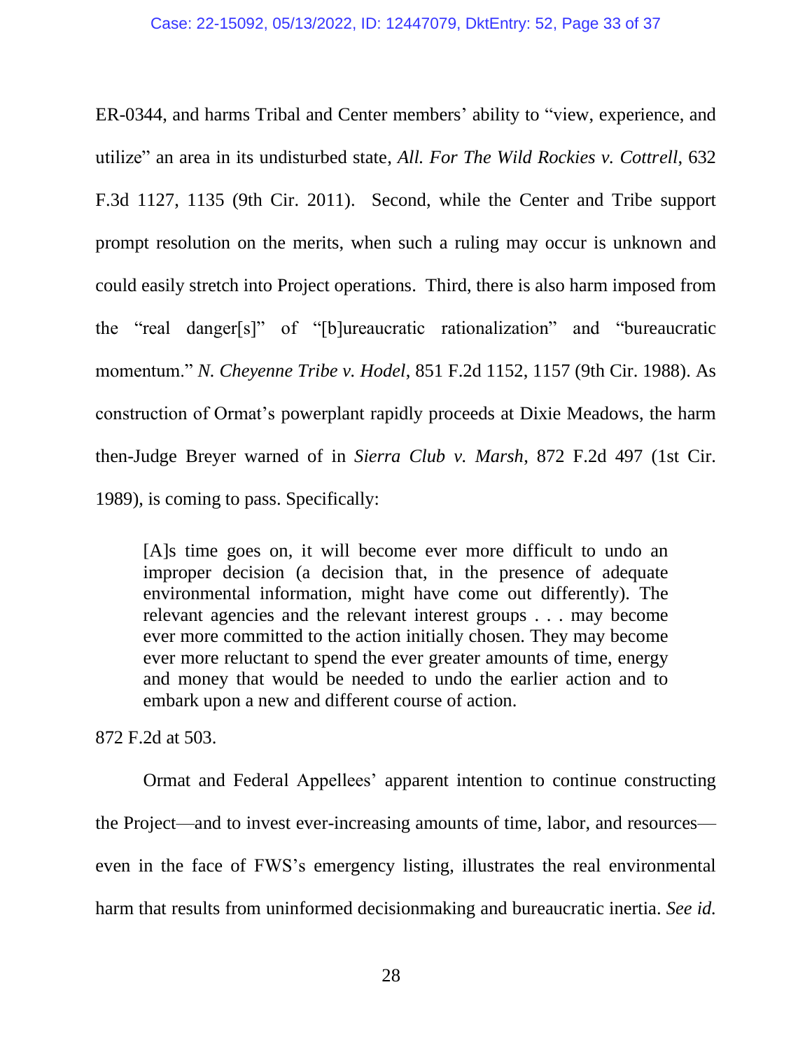ER-0344, and harms Tribal and Center members' ability to "view, experience, and utilize" an area in its undisturbed state, *All. For The Wild Rockies v. Cottrell*, 632 F.3d 1127, 1135 (9th Cir. 2011). Second, while the Center and Tribe support prompt resolution on the merits, when such a ruling may occur is unknown and could easily stretch into Project operations. Third, there is also harm imposed from the "real danger[s]" of "[b]ureaucratic rationalization" and "bureaucratic momentum." *N. Cheyenne Tribe v. Hodel*, 851 F.2d 1152, 1157 (9th Cir. 1988). As construction of Ormat's powerplant rapidly proceeds at Dixie Meadows, the harm then-Judge Breyer warned of in *Sierra Club v. Marsh*, 872 F.2d 497 (1st Cir. 1989), is coming to pass. Specifically:

> [A]s time goes on, it will become ever more difficult to undo an improper decision (a decision that, in the presence of adequate environmental information, might have come out differently). The relevant agencies and the relevant interest groups . . . may become ever more committed to the action initially chosen. They may become ever more reluctant to spend the ever greater amounts of time, energy and money that would be needed to undo the earlier action and to embark upon a new and different course of action.

872 F.2d at 503.

Ormat and Federal Appellees' apparent intention to continue constructing the Project—and to invest ever-increasing amounts of time, labor, and resources—even in the face of FWS's emergency listing, illustrates the real environmental harm that results from uninformed decisionmaking and bureaucratic inertia. *See id.*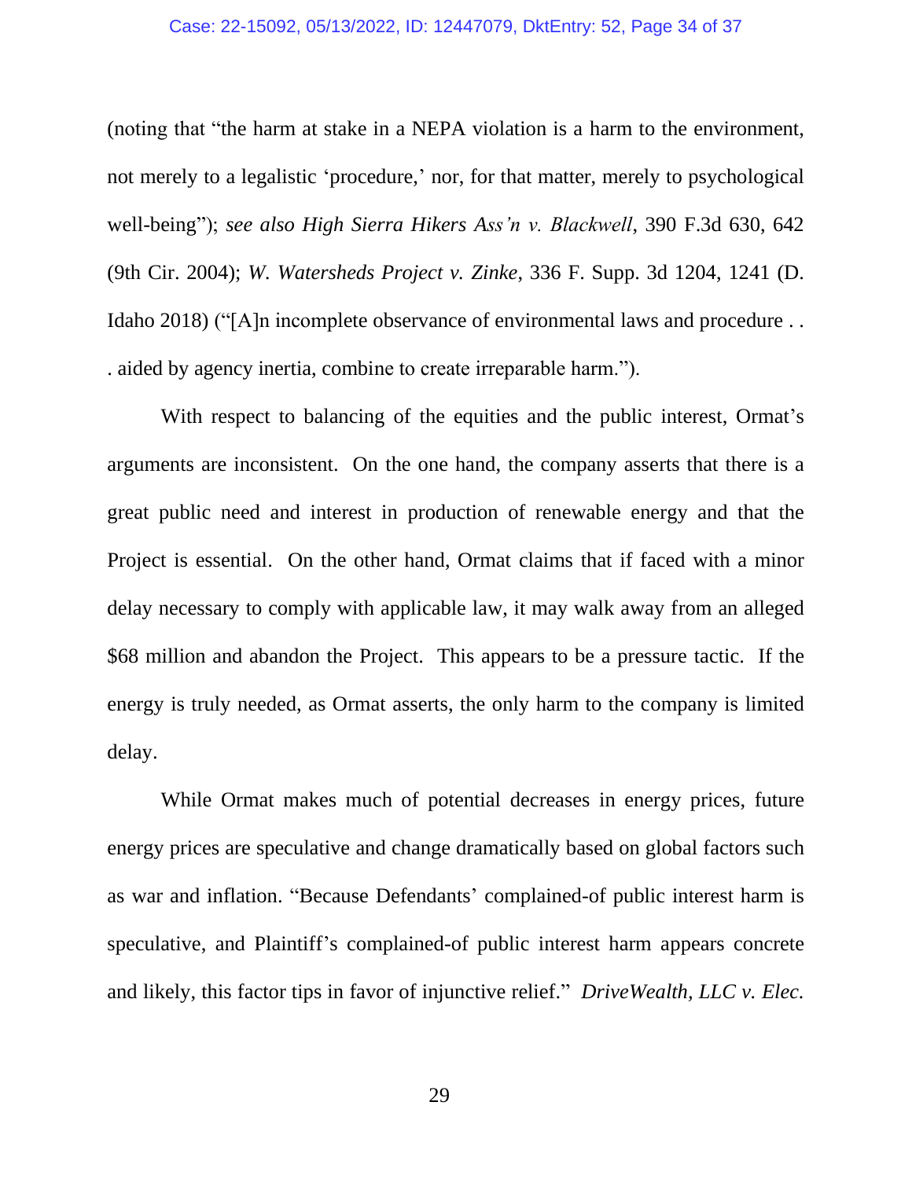(noting that "the harm at stake in a NEPA violation is a harm to the environment, not merely to a legalistic 'procedure,' nor, for that matter, merely to psychological well-being"); *see also High Sierra Hikers Ass'n v. Blackwell*, 390 F.3d 630, 642 (9th Cir. 2004); *W. Watersheds Project v. Zinke*, 336 F. Supp. 3d 1204, 1241 (D. Idaho 2018) ("[A]n incomplete observance of environmental laws and procedure . . . aided by agency inertia, combine to create irreparable harm.").

With respect to balancing of the equities and the public interest, Ormat's arguments are inconsistent. On the one hand, the company asserts that there is a great public need and interest in production of renewable energy and that the Project is essential. On the other hand, Ormat claims that if faced with a minor delay necessary to comply with applicable law, it may walk away from an alleged $68 million and abandon the Project. This appears to be a pressure tactic. If the energy is truly needed, as Ormat asserts, the only harm to the company is limited delay.

While Ormat makes much of potential decreases in energy prices, future energy prices are speculative and change dramatically based on global factors such as war and inflation. "Because Defendants' complained-of public interest harm is speculative, and Plaintiff's complained-of public interest harm appears concrete and likely, this factor tips in favor of injunctive relief." *DriveWealth, LLC v. Elec.*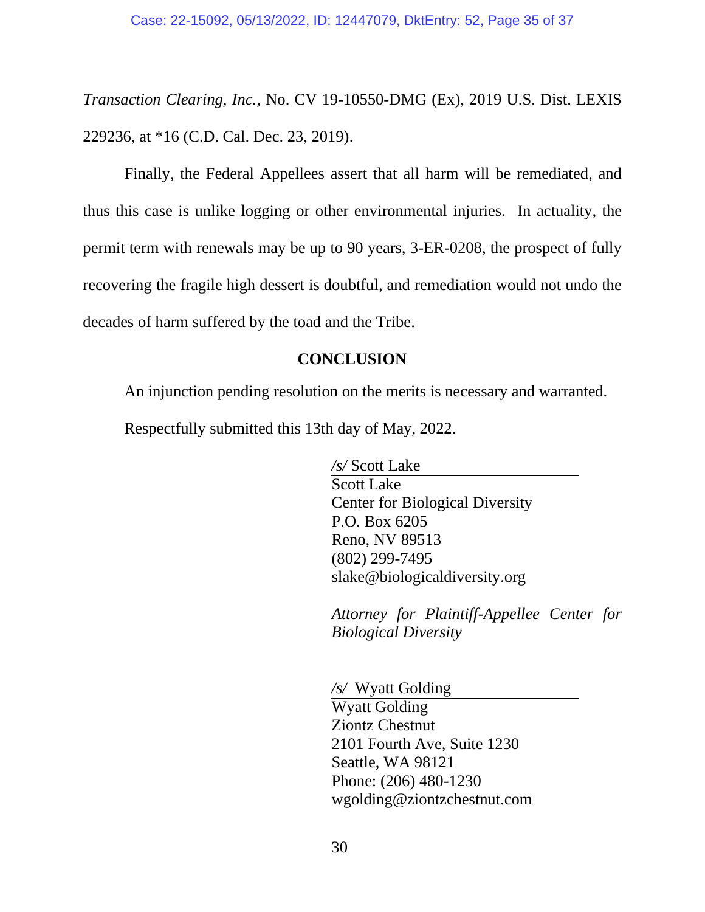*Transaction Clearing, Inc.*, No. CV 19-10550-DMG (Ex), 2019 U.S. Dist. LEXIS 229236, at *16 (C.D. Cal. Dec. 23, 2019).

Finally, the Federal Appellees assert that all harm will be remediated, and thus this case is unlike logging or other environmental injuries. In actuality, the permit term with renewals may be up to 90 years, 3-ER-0208, the prospect of fully recovering the fragile high dessert is doubtful, and remediation would not undo the decades of harm suffered by the toad and the Tribe.

## CONCLUSION

An injunction pending resolution on the merits is necessary and warranted.

Respectfully submitted this 13th day of May, 2022.

*/s/* Scott Lake
Scott Lake
Center for Biological Diversity
P.O. Box 6205
Reno, NV 89513
(802) 299-7495
slake@biologicaldiversity.org

*Attorney for Plaintiff-Appellee Center for Biological Diversity*

*/s/* Wyatt Golding
Wyatt Golding
Ziontz Chestnut
2101 Fourth Ave, Suite 1230
Seattle, WA 98121
Phone: (206) 480-1230
wgolding@ziontzchestnut.com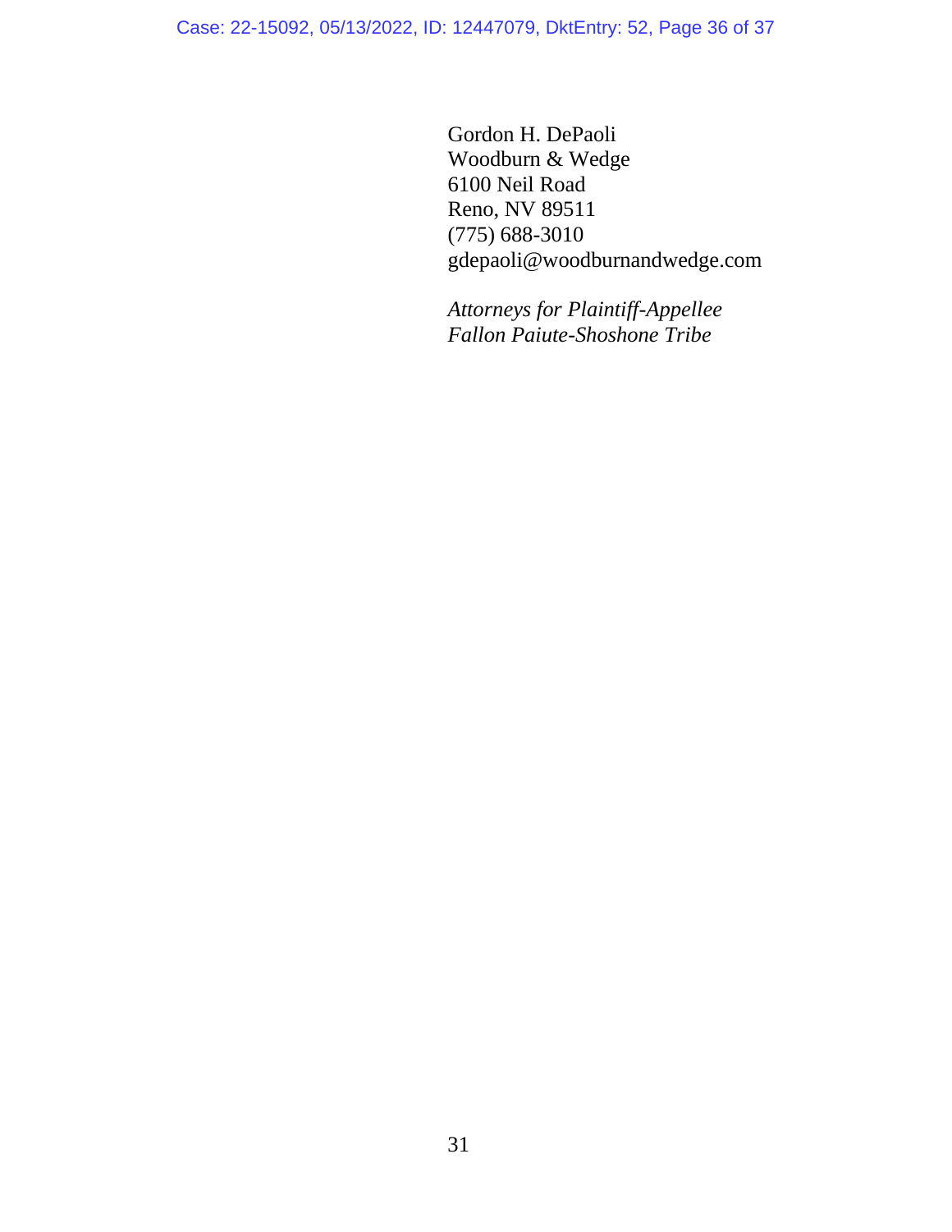Gordon H. DePaoli
Woodburn & Wedge
6100 Neil Road
Reno, NV 89511
(775) 688-3010
gdepaoli@woodburnandwedge.com

*Attorneys for Plaintiff-Appellee*
*Fallon Paiute-Shoshone Tribe*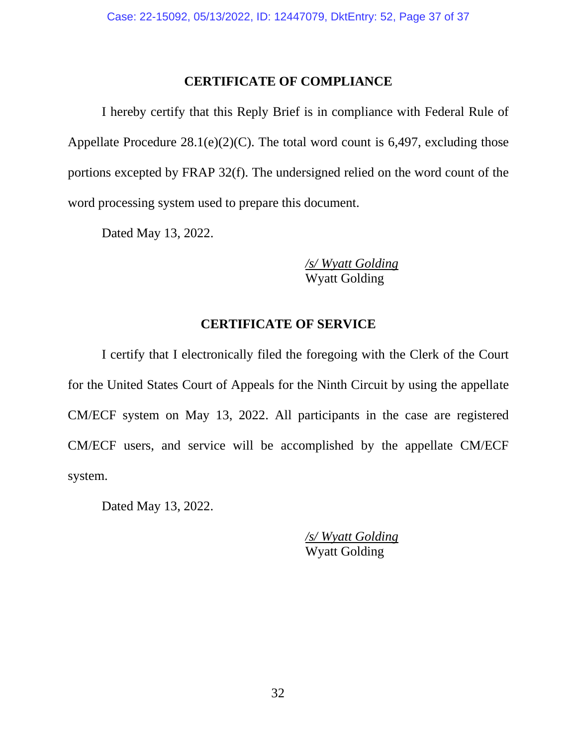## CERTIFICATE OF COMPLIANCE

I hereby certify that this Reply Brief is in compliance with Federal Rule of Appellate Procedure 28.1(e)(2)(C). The total word count is 6,497, excluding those portions excepted by FRAP 32(f). The undersigned relied on the word count of the word processing system used to prepare this document.

Dated May 13, 2022.

*/s/ Wyatt Golding*
Wyatt Golding

## CERTIFICATE OF SERVICE

I certify that I electronically filed the foregoing with the Clerk of the Court for the United States Court of Appeals for the Ninth Circuit by using the appellate CM/ECF system on May 13, 2022. All participants in the case are registered CM/ECF users, and service will be accomplished by the appellate CM/ECF system.

Dated May 13, 2022.

*/s/ Wyatt Golding*
Wyatt Golding